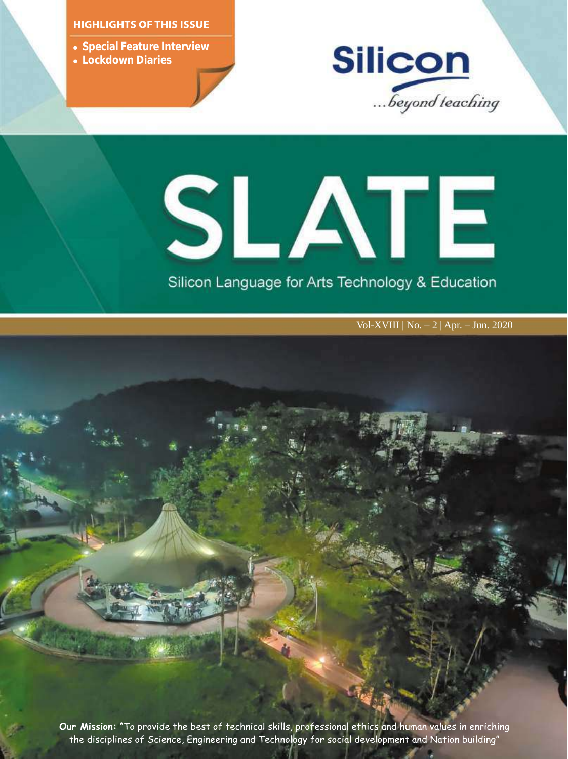**HIGHLIGHTS OF THIS ISSUE**

- **Special Feature Interview**
- **Lockdown Diaries**

**Silicon**

*...beyond teaching*

# SLATE

Silicon Language for Arts Technology & Education

Vol-XVIII | No. – 2 | Apr. – Jun. 2020

**Our Mission:** "To provide the best of technical skills, professional ethics and human values in enriching the disciplines of Science, Engineering and Technology for social development and Nation building"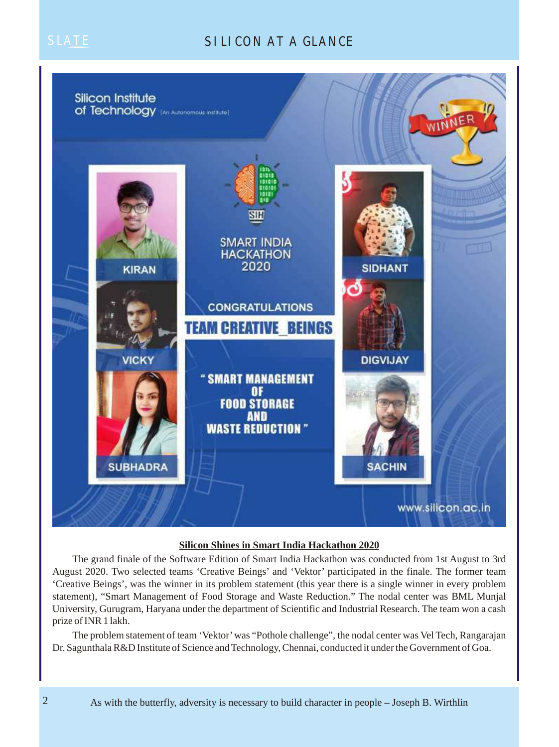## Silicon Shines in Smart India Hackathon 2020

The grand finale of the Software Edition of Smart India Hackathon was conducted from 1st August to 3rd August 2020. Two selected teams 'Creative Beings' and 'Vektor' participated in the finale. The former team 'Creative Beings', was the winner in its problem statement (this year there is a single winner in every problem statement), "Smart Management of Food Storage and Waste Reduction." The nodal center was BML Munjal University, Gurugram, Haryana under the department of Scientific and Industrial Research. The team won a cash prize of INR 1 lakh.

The problem statement of team 'Vektor' was "Pothole challenge", the nodal center was Vel Tech, Rangarajan Dr. Sagunthala R&D Institute of Science and Technology, Chennai, conducted it under the Government of Goa.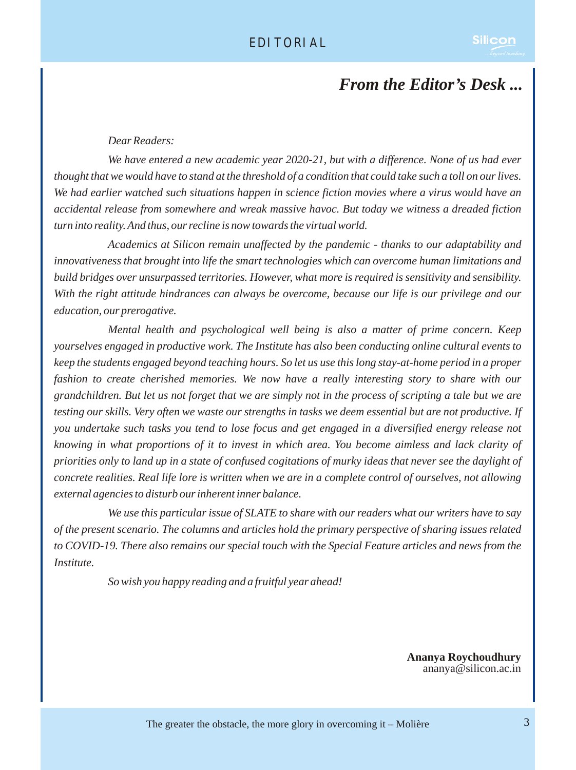# From the Editor's Desk ...

*Dear Readers:*

*We have entered a new academic year 2020-21, but with a difference. None of us had ever thought that we would have to stand at the threshold of a condition that could take such a toll on our lives. We had earlier watched such situations happen in science fiction movies where a virus would have an accidental release from somewhere and wreak massive havoc. But today we witness a dreaded fiction turn into reality. And thus, our recline is now towards the virtual world.*

*Academics at Silicon remain unaffected by the pandemic - thanks to our adaptability and innovativeness that brought into life the smart technologies which can overcome human limitations and build bridges over unsurpassed territories. However, what more is required is sensitivity and sensibility. With the right attitude hindrances can always be overcome, because our life is our privilege and our education, our prerogative.*

*Mental health and psychological well being is also a matter of prime concern. Keep yourselves engaged in productive work. The Institute has also been conducting online cultural events to keep the students engaged beyond teaching hours. So let us use this long stay-at-home period in a proper fashion to create cherished memories. We now have a really interesting story to share with our grandchildren. But let us not forget that we are simply not in the process of scripting a tale but we are testing our skills. Very often we waste our strengths in tasks we deem essential but are not productive. If you undertake such tasks you tend to lose focus and get engaged in a diversified energy release not knowing in what proportions of it to invest in which area. You become aimless and lack clarity of priorities only to land up in a state of confused cogitations of murky ideas that never see the daylight of concrete realities. Real life lore is written when we are in a complete control of ourselves, not allowing external agencies to disturb our inherent inner balance.*

*We use this particular issue of SLATE to share with our readers what our writers have to say of the present scenario. The columns and articles hold the primary perspective of sharing issues related to COVID-19. There also remains our special touch with the Special Feature articles and news from the Institute.*

*So wish you happy reading and a fruitful year ahead!*

**Ananya Roychoudhury**
ananya@silicon.ac.in

The greater the obstacle, the more glory in overcoming it – Molière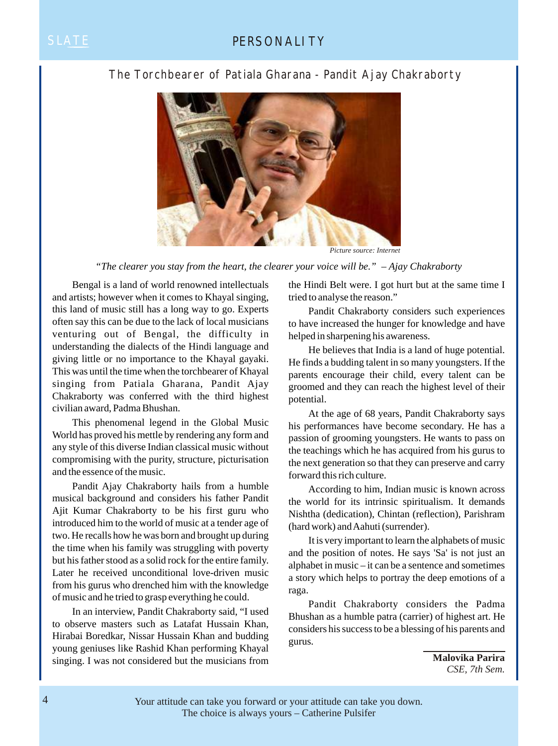## The Torchbearer of Patiala Gharana - Pandit Ajay Chakraborty

*Picture source: Internet*

*"The clearer you stay from the heart, the clearer your voice will be." – Ajay Chakraborty*

Bengal is a land of world renowned intellectuals and artists; however when it comes to Khayal singing, this land of music still has a long way to go. Experts often say this can be due to the lack of local musicians venturing out of Bengal, the difficulty in understanding the dialects of the Hindi language and giving little or no importance to the Khayal gayaki. This was until the time when the torchbearer of Khayal singing from Patiala Gharana, Pandit Ajay Chakraborty was conferred with the third highest civilian award, Padma Bhushan.

This phenomenal legend in the Global Music World has proved his mettle by rendering any form and any style of this diverse Indian classical music without compromising with the purity, structure, picturisation and the essence of the music.

Pandit Ajay Chakraborty hails from a humble musical background and considers his father Pandit Ajit Kumar Chakraborty to be his first guru who introduced him to the world of music at a tender age of two. He recalls how he was born and brought up during the time when his family was struggling with poverty but his father stood as a solid rock for the entire family. Later he received unconditional love-driven music from his gurus who drenched him with the knowledge of music and he tried to grasp everything he could.

In an interview, Pandit Chakraborty said, "I used to observe masters such as Latafat Hussain Khan, Hirabai Boredkar, Nissar Hussain Khan and budding young geniuses like Rashid Khan performing Khayal singing. I was not considered but the musicians from the Hindi Belt were. I got hurt but at the same time I tried to analyse the reason."

Pandit Chakraborty considers such experiences to have increased the hunger for knowledge and have helped in sharpening his awareness.

He believes that India is a land of huge potential. He finds a budding talent in so many youngsters. If the parents encourage their child, every talent can be groomed and they can reach the highest level of their potential.

At the age of 68 years, Pandit Chakraborty says his performances have become secondary. He has a passion of grooming youngsters. He wants to pass on the teachings which he has acquired from his gurus to the next generation so that they can preserve and carry forward this rich culture.

According to him, Indian music is known across the world for its intrinsic spiritualism. It demands Nishtha (dedication), Chintan (reflection), Parishram (hard work) and Aahuti (surrender).

It is very important to learn the alphabets of music and the position of notes. He says 'Sa' is not just an alphabet in music – it can be a sentence and sometimes a story which helps to portray the deep emotions of a raga.

Pandit Chakraborty considers the Padma Bhushan as a humble patra (carrier) of highest art. He considers his success to be a blessing of his parents and gurus.

**Malovika Parira**
*CSE, 7th Sem.*

Your attitude can take you forward or your attitude can take you down.
The choice is always yours – Catherine Pulsifer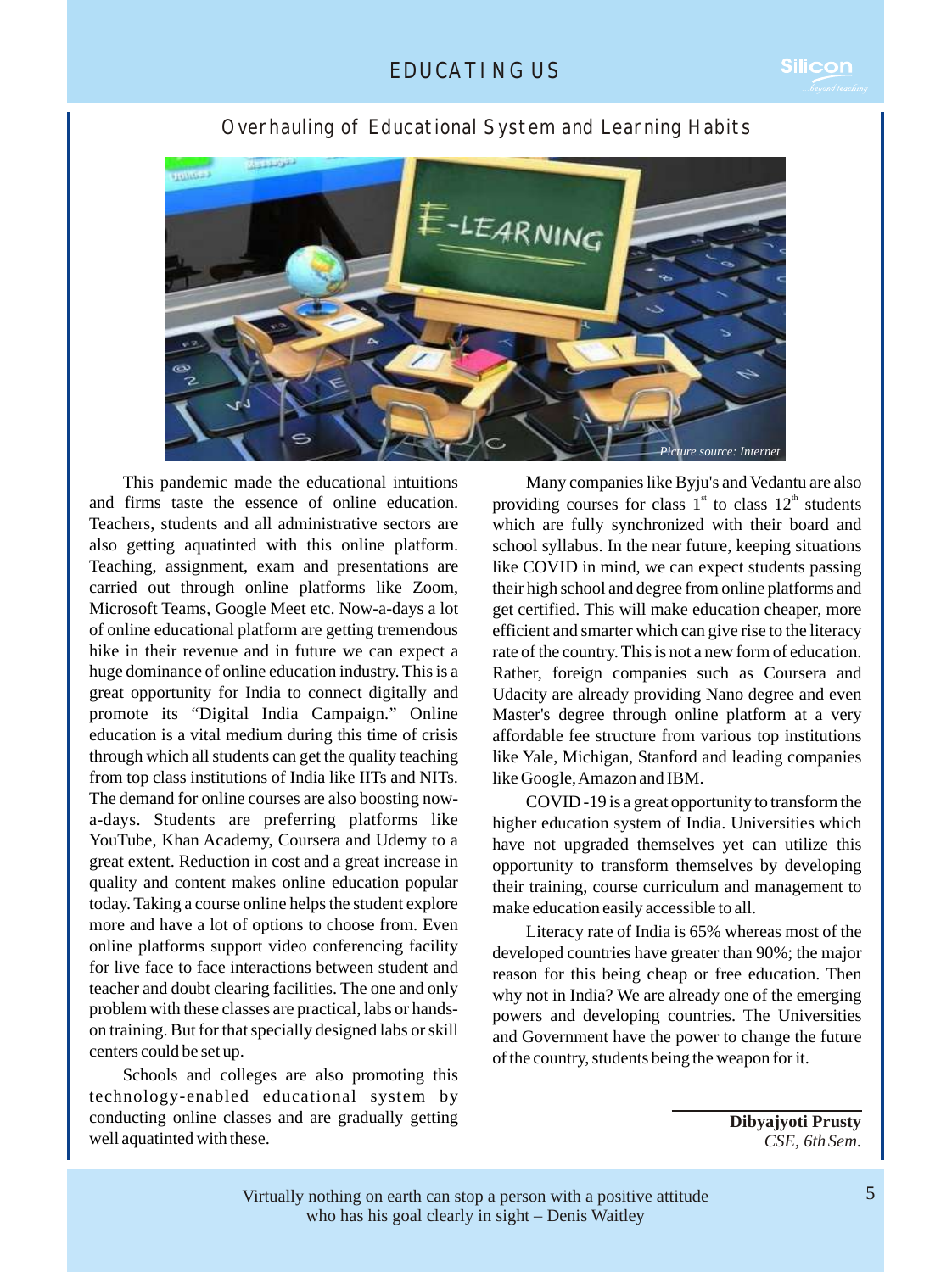## Overhauling of Educational System and Learning Habits

*Picture source: Internet*

This pandemic made the educational intuitions and firms taste the essence of online education. Teachers, students and all administrative sectors are also getting aquatinted with this online platform. Teaching, assignment, exam and presentations are carried out through online platforms like Zoom, Microsoft Teams, Google Meet etc. Now-a-days a lot of online educational platform are getting tremendous hike in their revenue and in future we can expect a huge dominance of online education industry. This is a great opportunity for India to connect digitally and promote its "Digital India Campaign." Online education is a vital medium during this time of crisis through which all students can get the quality teaching from top class institutions of India like IITs and NITs. The demand for online courses are also boosting now-a-days. Students are preferring platforms like YouTube, Khan Academy, Coursera and Udemy to a great extent. Reduction in cost and a great increase in quality and content makes online education popular today. Taking a course online helps the student explore more and have a lot of options to choose from. Even online platforms support video conferencing facility for live face to face interactions between student and teacher and doubt clearing facilities. The one and only problem with these classes are practical, labs or hands-on training. But for that specially designed labs or skill centers could be set up.

Schools and colleges are also promoting this technology-enabled educational system by conducting online classes and are gradually getting well aquatinted with these.

Many companies like Byju's and Vedantu are also providing courses for class 1st to class 12th students which are fully synchronized with their board and school syllabus. In the near future, keeping situations like COVID in mind, we can expect students passing their high school and degree from online platforms and get certified. This will make education cheaper, more efficient and smarter which can give rise to the literacy rate of the country. This is not a new form of education. Rather, foreign companies such as Coursera and Udacity are already providing Nano degree and even Master's degree through online platform at a very affordable fee structure from various top institutions like Yale, Michigan, Stanford and leading companies like Google, Amazon and IBM.

COVID-19 is a great opportunity to transform the higher education system of India. Universities which have not upgraded themselves yet can utilize this opportunity to transform themselves by developing their training, course curriculum and management to make education easily accessible to all.

Literacy rate of India is 65% whereas most of the developed countries have greater than 90%; the major reason for this being cheap or free education. Then why not in India? We are already one of the emerging powers and developing countries. The Universities and Government have the power to change the future of the country, students being the weapon for it.

**Dibyajyoti Prusty**
*CSE, 6th Sem.*

Virtually nothing on earth can stop a person with a positive attitude who has his goal clearly in sight – Denis Waitley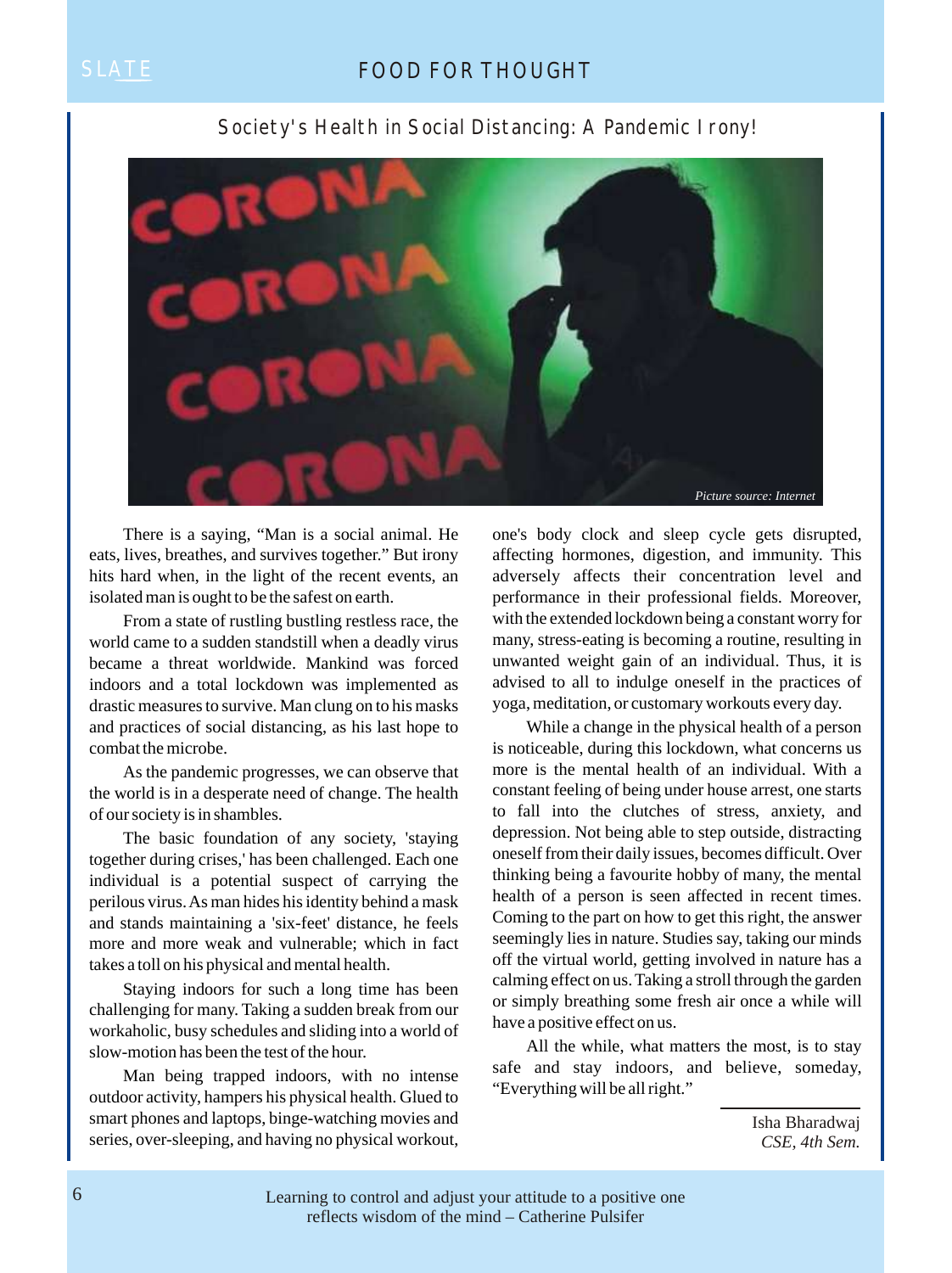## FOOD FOR THOUGHT

### Society's Health in Social Distancing: A Pandemic Irony!

*Picture source: Internet*

There is a saying, "Man is a social animal. He eats, lives, breathes, and survives together." But irony hits hard when, in the light of the recent events, an isolated man is ought to be the safest on earth.

From a state of rustling bustling restless race, the world came to a sudden standstill when a deadly virus became a threat worldwide. Mankind was forced indoors and a total lockdown was implemented as drastic measures to survive. Man clung on to his masks and practices of social distancing, as his last hope to combat the microbe.

As the pandemic progresses, we can observe that the world is in a desperate need of change. The health of our society is in shambles.

The basic foundation of any society, 'staying together during crises,' has been challenged. Each one individual is a potential suspect of carrying the perilous virus. As man hides his identity behind a mask and stands maintaining a 'six-feet' distance, he feels more and more weak and vulnerable; which in fact takes a toll on his physical and mental health.

Staying indoors for such a long time has been challenging for many. Taking a sudden break from our workaholic, busy schedules and sliding into a world of slow-motion has been the test of the hour.

Man being trapped indoors, with no intense outdoor activity, hampers his physical health. Glued to smart phones and laptops, binge-watching movies and series, over-sleeping, and having no physical workout, one's body clock and sleep cycle gets disrupted, affecting hormones, digestion, and immunity. This adversely affects their concentration level and performance in their professional fields. Moreover, with the extended lockdown being a constant worry for many, stress-eating is becoming a routine, resulting in unwanted weight gain of an individual. Thus, it is advised to all to indulge oneself in the practices of yoga, meditation, or customary workouts every day.

While a change in the physical health of a person is noticeable, during this lockdown, what concerns us more is the mental health of an individual. With a constant feeling of being under house arrest, one starts to fall into the clutches of stress, anxiety, and depression. Not being able to step outside, distracting oneself from their daily issues, becomes difficult. Over thinking being a favourite hobby of many, the mental health of a person is seen affected in recent times. Coming to the part on how to get this right, the answer seemingly lies in nature. Studies say, taking our minds off the virtual world, getting involved in nature has a calming effect on us. Taking a stroll through the garden or simply breathing some fresh air once a while will have a positive effect on us.

All the while, what matters the most, is to stay safe and stay indoors, and believe, someday, "Everything will be all right."

Isha Bharadwaj
*CSE, 4th Sem.*

Learning to control and adjust your attitude to a positive one reflects wisdom of the mind – Catherine Pulsifer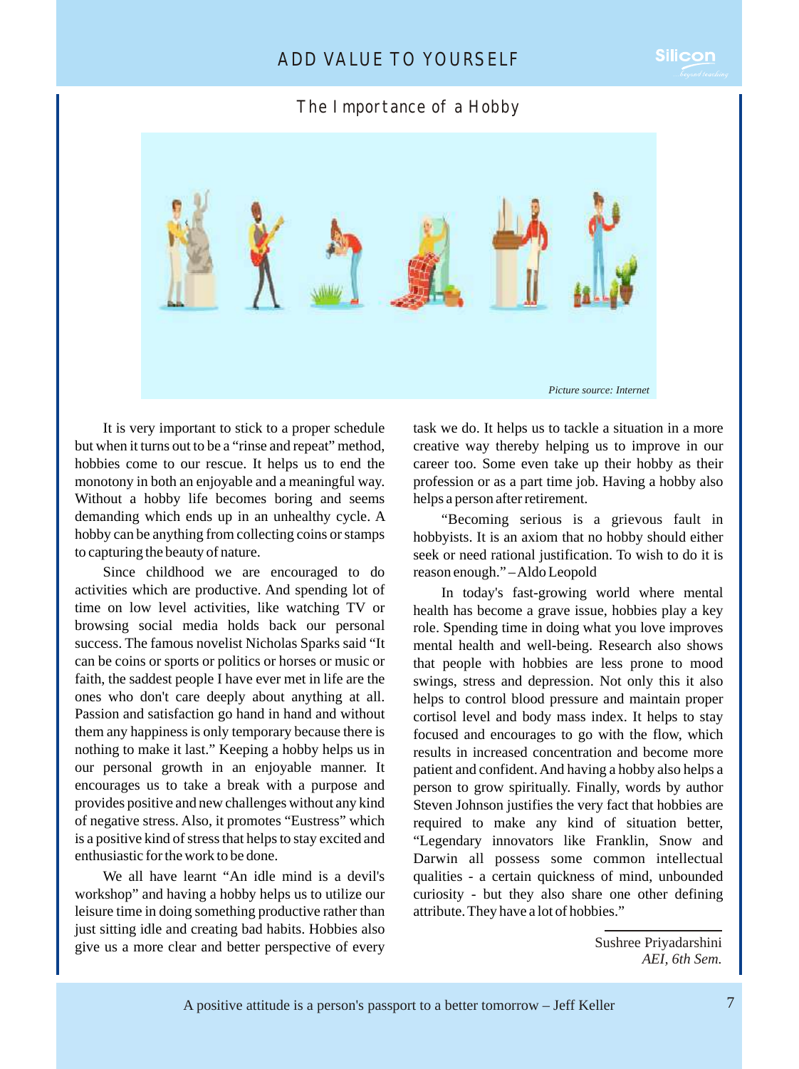## The Importance of a Hobby

Picture source: Internet

It is very important to stick to a proper schedule but when it turns out to be a "rinse and repeat" method, hobbies come to our rescue. It helps us to end the monotony in both an enjoyable and a meaningful way. Without a hobby life becomes boring and seems demanding which ends up in an unhealthy cycle. A hobby can be anything from collecting coins or stamps to capturing the beauty of nature.

Since childhood we are encouraged to do activities which are productive. And spending lot of time on low level activities, like watching TV or browsing social media holds back our personal success. The famous novelist Nicholas Sparks said "It can be coins or sports or politics or horses or music or faith, the saddest people I have ever met in life are the ones who don't care deeply about anything at all. Passion and satisfaction go hand in hand and without them any happiness is only temporary because there is nothing to make it last." Keeping a hobby helps us in our personal growth in an enjoyable manner. It encourages us to take a break with a purpose and provides positive and new challenges without any kind of negative stress. Also, it promotes "Eustress" which is a positive kind of stress that helps to stay excited and enthusiastic for the work to be done.

We all have learnt "An idle mind is a devil's workshop" and having a hobby helps us to utilize our leisure time in doing something productive rather than just sitting idle and creating bad habits. Hobbies also give us a more clear and better perspective of every task we do. It helps us to tackle a situation in a more creative way thereby helping us to improve in our career too. Some even take up their hobby as their profession or as a part time job. Having a hobby also helps a person after retirement.

"Becoming serious is a grievous fault in hobbyists. It is an axiom that no hobby should either seek or need rational justification. To wish to do it is reason enough." – Aldo Leopold

In today's fast-growing world where mental health has become a grave issue, hobbies play a key role. Spending time in doing what you love improves mental health and well-being. Research also shows that people with hobbies are less prone to mood swings, stress and depression. Not only this it also helps to control blood pressure and maintain proper cortisol level and body mass index. It helps to stay focused and encourages to go with the flow, which results in increased concentration and become more patient and confident. And having a hobby also helps a person to grow spiritually. Finally, words by author Steven Johnson justifies the very fact that hobbies are required to make any kind of situation better, "Legendary innovators like Franklin, Snow and Darwin all possess some common intellectual qualities - a certain quickness of mind, unbounded curiosity - but they also share one other defining attribute. They have a lot of hobbies."

Sushree Priyadarshini
*AEI, 6th Sem.*

A positive attitude is a person's passport to a better tomorrow – Jeff Keller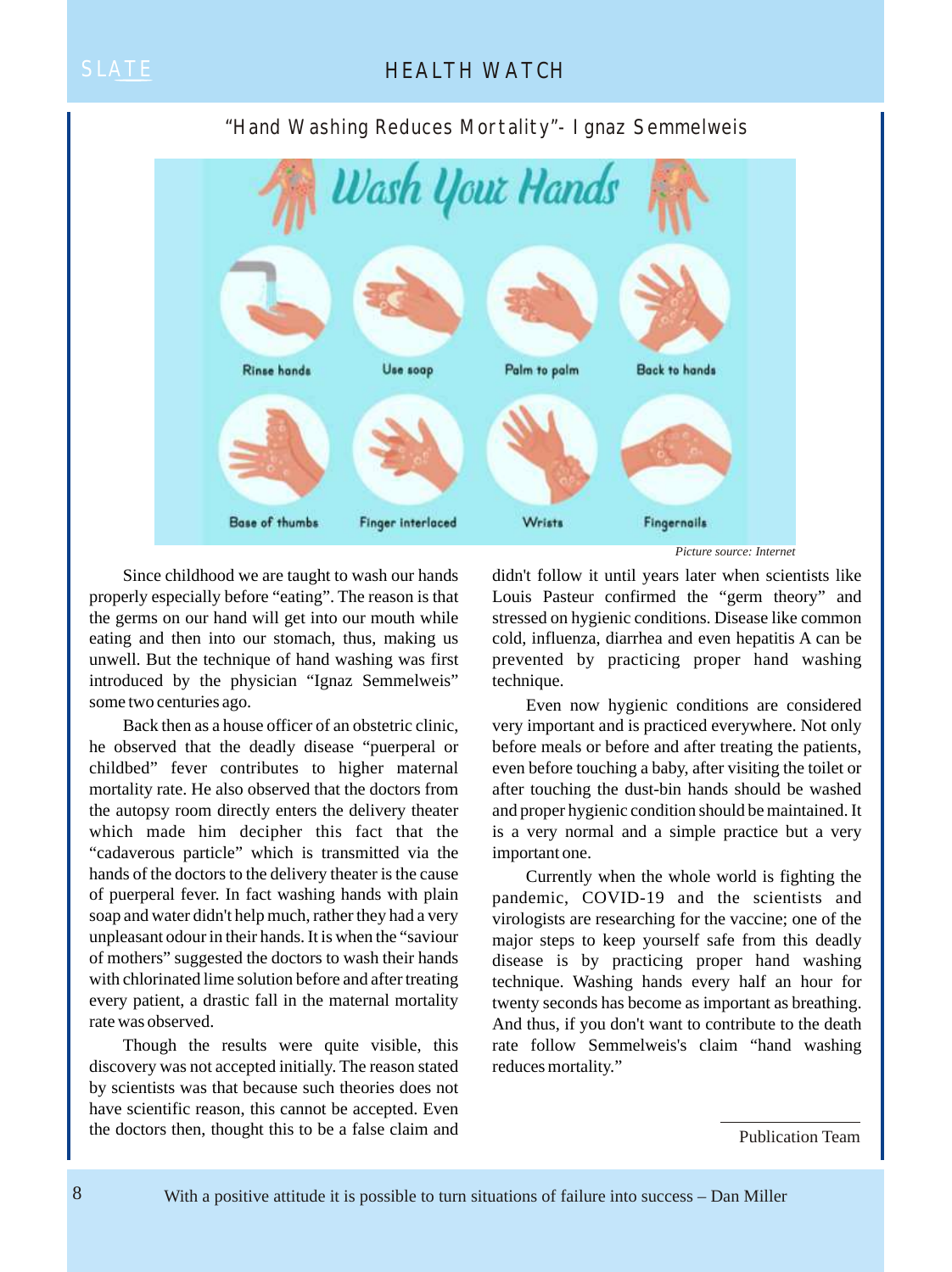## "Hand Washing Reduces Mortality"- Ignaz Semmelweis

*Picture source: Internet*

Since childhood we are taught to wash our hands properly especially before "eating". The reason is that the germs on our hand will get into our mouth while eating and then into our stomach, thus, making us unwell. But the technique of hand washing was first introduced by the physician "Ignaz Semmelweis" some two centuries ago.

Back then as a house officer of an obstetric clinic, he observed that the deadly disease "puerperal or childbed" fever contributes to higher maternal mortality rate. He also observed that the doctors from the autopsy room directly enters the delivery theater which made him decipher this fact that the "cadaverous particle" which is transmitted via the hands of the doctors to the delivery theater is the cause of puerperal fever. In fact washing hands with plain soap and water didn't help much, rather they had a very unpleasant odour in their hands. It is when the "saviour of mothers" suggested the doctors to wash their hands with chlorinated lime solution before and after treating every patient, a drastic fall in the maternal mortality rate was observed.

Though the results were quite visible, this discovery was not accepted initially. The reason stated by scientists was that because such theories does not have scientific reason, this cannot be accepted. Even the doctors then, thought this to be a false claim and didn't follow it until years later when scientists like Louis Pasteur confirmed the "germ theory" and stressed on hygienic conditions. Disease like common cold, influenza, diarrhea and even hepatitis A can be prevented by practicing proper hand washing technique.

Even now hygienic conditions are considered very important and is practiced everywhere. Not only before meals or before and after treating the patients, even before touching a baby, after visiting the toilet or after touching the dust-bin hands should be washed and proper hygienic condition should be maintained. It is a very normal and a simple practice but a very important one.

Currently when the whole world is fighting the pandemic, COVID-19 and the scientists and virologists are researching for the vaccine; one of the major steps to keep yourself safe from this deadly disease is by practicing proper hand washing technique. Washing hands every half an hour for twenty seconds has become as important as breathing. And thus, if you don't want to contribute to the death rate follow Semmelweis's claim "hand washing reduces mortality."

Publication Team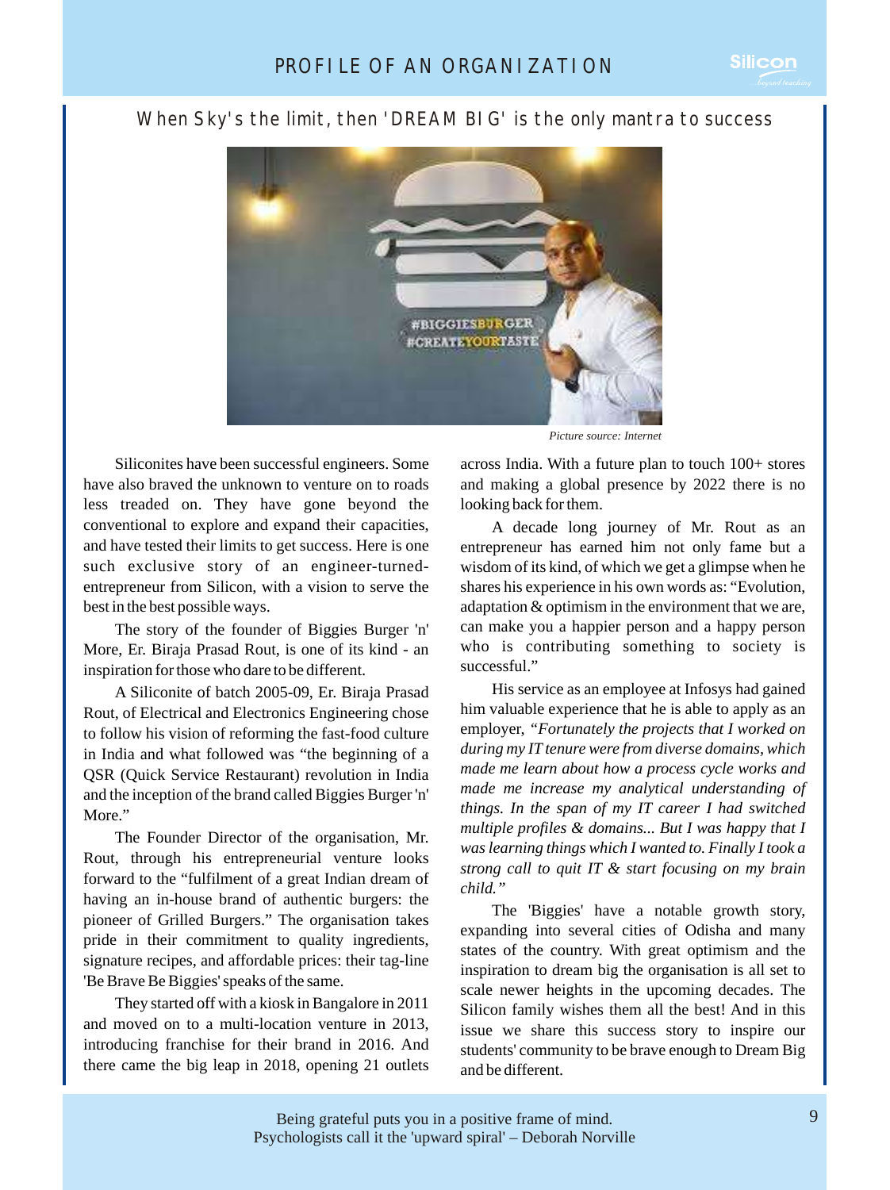# PROFILE OF AN ORGANIZATION

## When Sky's the limit, then 'DREAM BIG' is the only mantra to success

*Picture source: Internet*

Siliconites have been successful engineers. Some have also braved the unknown to venture on to roads less treaded on. They have gone beyond the conventional to explore and expand their capacities, and have tested their limits to get success. Here is one such exclusive story of an engineer-turned-entrepreneur from Silicon, with a vision to serve the best in the best possible ways.

The story of the founder of Biggies Burger 'n' More, Er. Biraja Prasad Rout, is one of its kind - an inspiration for those who dare to be different.

A Siliconite of batch 2005-09, Er. Biraja Prasad Rout, of Electrical and Electronics Engineering chose to follow his vision of reforming the fast-food culture in India and what followed was "the beginning of a QSR (Quick Service Restaurant) revolution in India and the inception of the brand called Biggies Burger 'n' More."

The Founder Director of the organisation, Mr. Rout, through his entrepreneurial venture looks forward to the "fulfilment of a great Indian dream of having an in-house brand of authentic burgers: the pioneer of Grilled Burgers." The organisation takes pride in their commitment to quality ingredients, signature recipes, and affordable prices: their tag-line 'Be Brave Be Biggies' speaks of the same.

They started off with a kiosk in Bangalore in 2011 and moved on to a multi-location venture in 2013, introducing franchise for their brand in 2016. And there came the big leap in 2018, opening 21 outlets across India. With a future plan to touch 100+ stores and making a global presence by 2022 there is no looking back for them.

A decade long journey of Mr. Rout as an entrepreneur has earned him not only fame but a wisdom of its kind, of which we get a glimpse when he shares his experience in his own words as: "Evolution, adaptation & optimism in the environment that we are, can make you a happier person and a happy person who is contributing something to society is successful."

His service as an employee at Infosys had gained him valuable experience that he is able to apply as an employer, *"Fortunately the projects that I worked on during my IT tenure were from diverse domains, which made me learn about how a process cycle works and made me increase my analytical understanding of things. In the span of my IT career I had switched multiple profiles & domains... But I was happy that I was learning things which I wanted to. Finally I took a strong call to quit IT & start focusing on my brain child."*

The 'Biggies' have a notable growth story, expanding into several cities of Odisha and many states of the country. With great optimism and the inspiration to dream big the organisation is all set to scale newer heights in the upcoming decades. The Silicon family wishes them all the best! And in this issue we share this success story to inspire our students' community to be brave enough to Dream Big and be different.

Being grateful puts you in a positive frame of mind. Psychologists call it the 'upward spiral' – Deborah Norville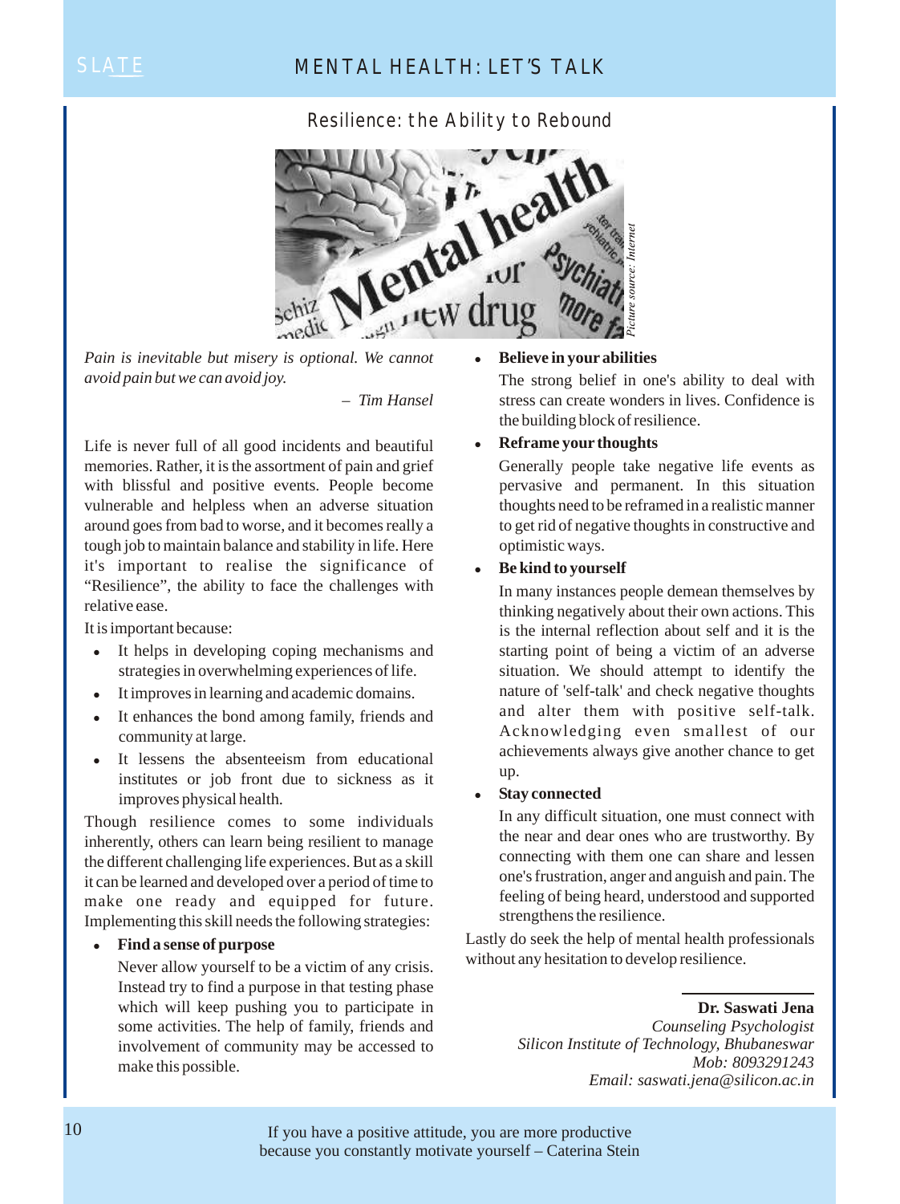## MENTAL HEALTH: LET'S TALK

### Resilience: the Ability to Rebound

*Picture source: Internet*

*Pain is inevitable but misery is optional. We cannot avoid pain but we can avoid joy.*

*– Tim Hansel*

Life is never full of all good incidents and beautiful memories. Rather, it is the assortment of pain and grief with blissful and positive events. People become vulnerable and helpless when an adverse situation around goes from bad to worse, and it becomes really a tough job to maintain balance and stability in life. Here it's important to realise the significance of "Resilience", the ability to face the challenges with relative ease.

It is important because:

- It helps in developing coping mechanisms and strategies in overwhelming experiences of life.
- It improves in learning and academic domains.
- It enhances the bond among family, friends and community at large.
- It lessens the absenteeism from educational institutes or job front due to sickness as it improves physical health.

Though resilience comes to some individuals inherently, others can learn being resilient to manage the different challenging life experiences. But as a skill it can be learned and developed over a period of time to make one ready and equipped for future. Implementing this skill needs the following strategies:

- **Find a sense of purpose**

  Never allow yourself to be a victim of any crisis. Instead try to find a purpose in that testing phase which will keep pushing you to participate in some activities. The help of family, friends and involvement of community may be accessed to make this possible.

- **Believe in your abilities**

  The strong belief in one's ability to deal with stress can create wonders in lives. Confidence is the building block of resilience.

- **Reframe your thoughts**

  Generally people take negative life events as pervasive and permanent. In this situation thoughts need to be reframed in a realistic manner to get rid of negative thoughts in constructive and optimistic ways.

- **Be kind to yourself**

  In many instances people demean themselves by thinking negatively about their own actions. This is the internal reflection about self and it is the starting point of being a victim of an adverse situation. We should attempt to identify the nature of 'self-talk' and check negative thoughts and alter them with positive self-talk. Acknowledging even smallest of our achievements always give another chance to get up.

- **Stay connected**

  In any difficult situation, one must connect with the near and dear ones who are trustworthy. By connecting with them one can share and lessen one's frustration, anger and anguish and pain. The feeling of being heard, understood and supported strengthens the resilience.

Lastly do seek the help of mental health professionals without any hesitation to develop resilience.

**Dr. Saswati Jena**
*Counseling Psychologist*
*Silicon Institute of Technology, Bhubaneswar*
*Mob: 8093291243*
*Email: saswati.jena@silicon.ac.in*

If you have a positive attitude, you are more productive because you constantly motivate yourself – Caterina Stein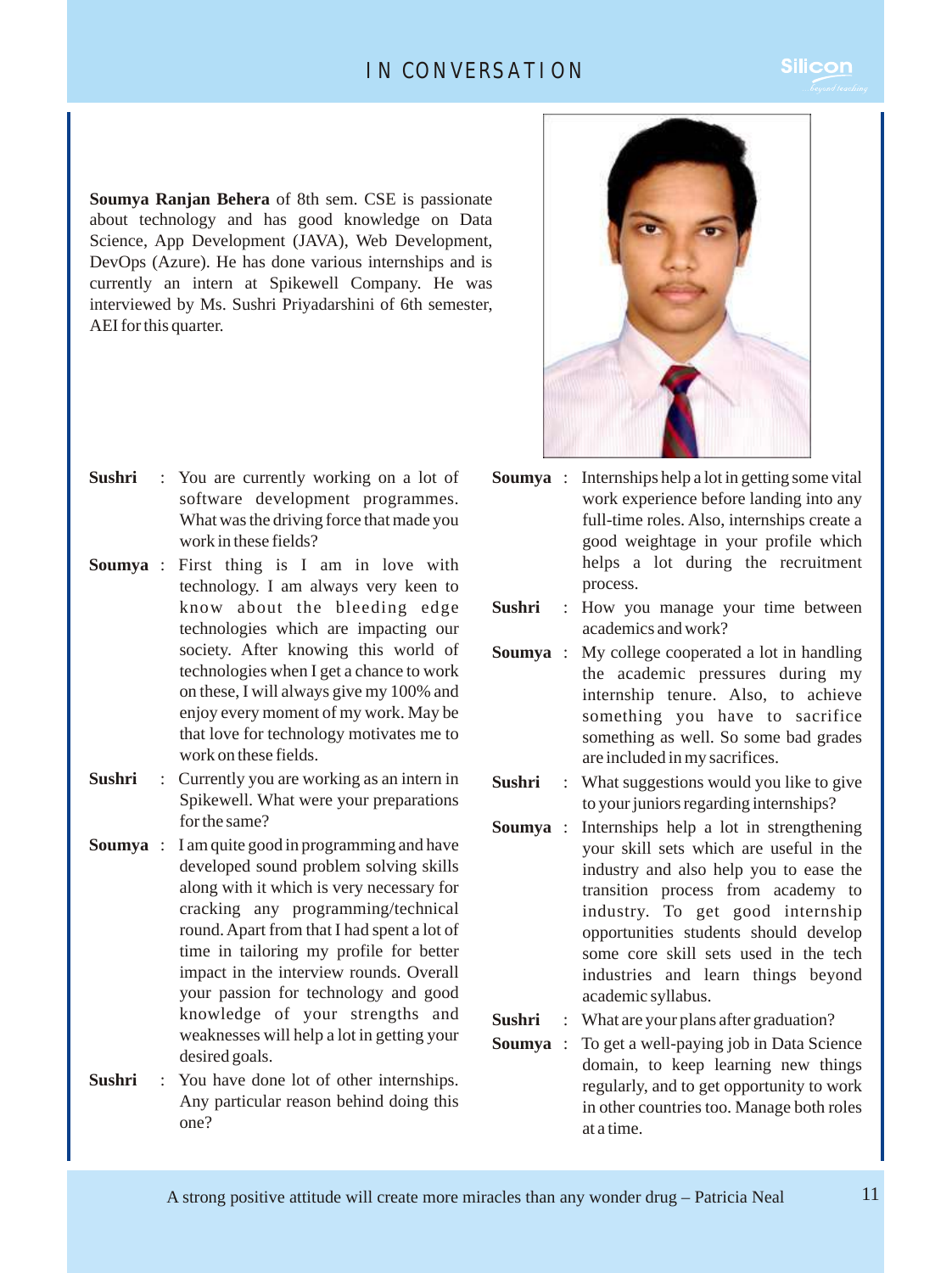# IN CONVERSATION

**Soumya Ranjan Behera** of 8th sem. CSE is passionate about technology and has good knowledge on Data Science, App Development (JAVA), Web Development, DevOps (Azure). He has done various internships and is currently an intern at Spikewell Company. He was interviewed by Ms. Sushri Priyadarshini of 6th semester, AEI for this quarter.

**Sushri** : You are currently working on a lot of software development programmes. What was the driving force that made you work in these fields?

**Soumya** : First thing is I am in love with technology. I am always very keen to know about the bleeding edge technologies which are impacting our society. After knowing this world of technologies when I get a chance to work on these, I will always give my 100% and enjoy every moment of my work. May be that love for technology motivates me to work on these fields.

**Sushri** : Currently you are working as an intern in Spikewell. What were your preparations for the same?

**Soumya** : I am quite good in programming and have developed sound problem solving skills along with it which is very necessary for cracking any programming/technical round. Apart from that I had spent a lot of time in tailoring my profile for better impact in the interview rounds. Overall your passion for technology and good knowledge of your strengths and weaknesses will help a lot in getting your desired goals.

**Sushri** : You have done lot of other internships. Any particular reason behind doing this one?

**Soumya** : Internships help a lot in getting some vital work experience before landing into any full-time roles. Also, internships create a good weightage in your profile which helps a lot during the recruitment process.

**Sushri** : How you manage your time between academics and work?

**Soumya** : My college cooperated a lot in handling the academic pressures during my internship tenure. Also, to achieve something you have to sacrifice something as well. So some bad grades are included in my sacrifices.

**Sushri** : What suggestions would you like to give to your juniors regarding internships?

**Soumya** : Internships help a lot in strengthening your skill sets which are useful in the industry and also help you to ease the transition process from academy to industry. To get good internship opportunities students should develop some core skill sets used in the tech industries and learn things beyond academic syllabus.

**Sushri** : What are your plans after graduation?

**Soumya** : To get a well-paying job in Data Science domain, to keep learning new things regularly, and to get opportunity to work in other countries too. Manage both roles at a time.

A strong positive attitude will create more miracles than any wonder drug – Patricia Neal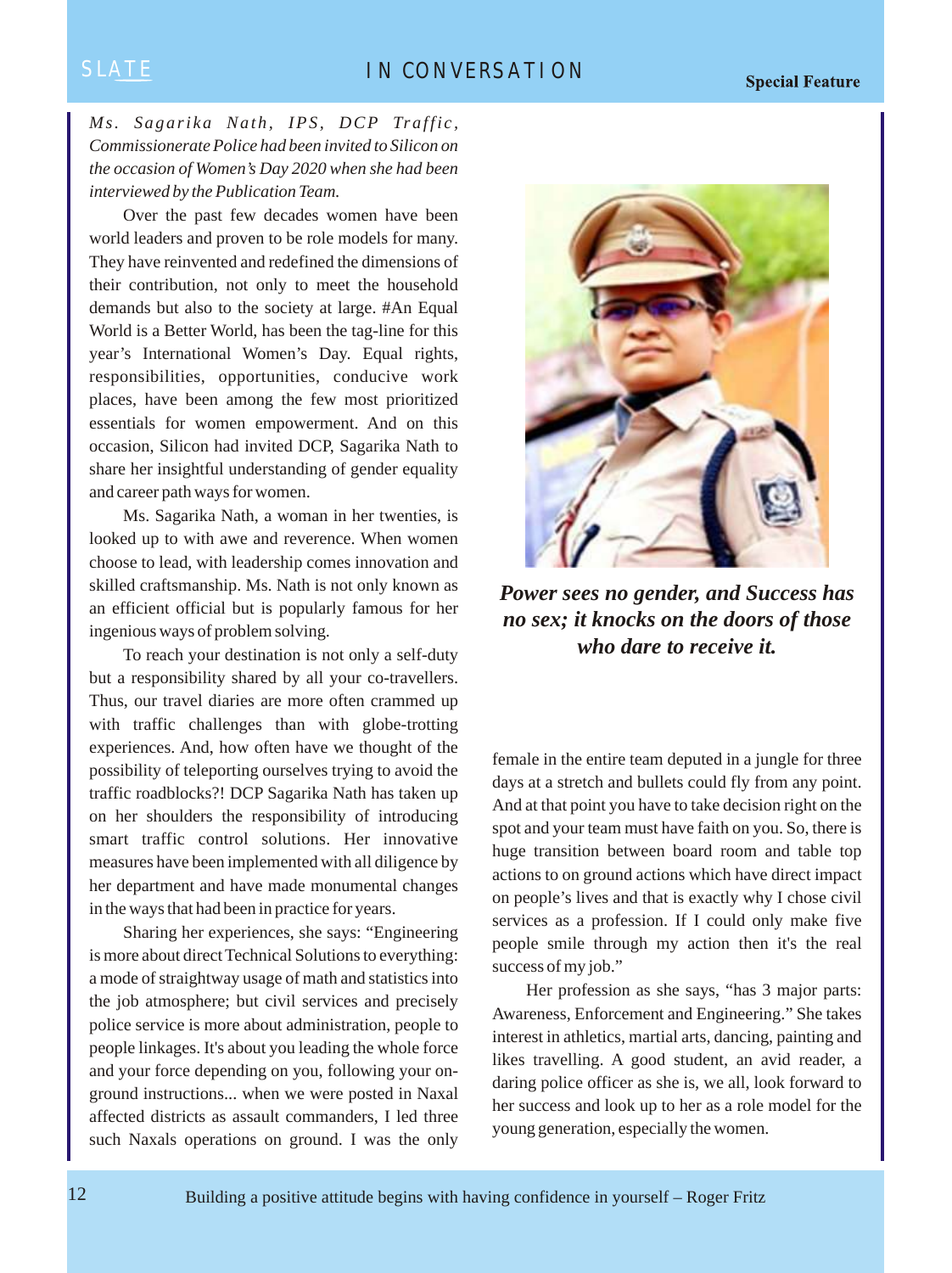*Ms. Sagarika Nath, IPS, DCP Traffic, Commissionerate Police had been invited to Silicon on the occasion of Women's Day 2020 when she had been interviewed by the Publication Team.*

Over the past few decades women have been world leaders and proven to be role models for many. They have reinvented and redefined the dimensions of their contribution, not only to meet the household demands but also to the society at large. #An Equal World is a Better World, has been the tag-line for this year's International Women's Day. Equal rights, responsibilities, opportunities, conducive work places, have been among the few most prioritized essentials for women empowerment. And on this occasion, Silicon had invited DCP, Sagarika Nath to share her insightful understanding of gender equality and career path ways for women.

Ms. Sagarika Nath, a woman in her twenties, is looked up to with awe and reverence. When women choose to lead, with leadership comes innovation and skilled craftsmanship. Ms. Nath is not only known as an efficient official but is popularly famous for her ingenious ways of problem solving.

To reach your destination is not only a self-duty but a responsibility shared by all your co-travellers. Thus, our travel diaries are more often crammed up with traffic challenges than with globe-trotting experiences. And, how often have we thought of the possibility of teleporting ourselves trying to avoid the traffic roadblocks?! DCP Sagarika Nath has taken up on her shoulders the responsibility of introducing smart traffic control solutions. Her innovative measures have been implemented with all diligence by her department and have made monumental changes in the ways that had been in practice for years.

Sharing her experiences, she says: "Engineering is more about direct Technical Solutions to everything: a mode of straightway usage of math and statistics into the job atmosphere; but civil services and precisely police service is more about administration, people to people linkages. It's about you leading the whole force and your force depending on you, following your on-ground instructions... when we were posted in Naxal affected districts as assault commanders, I led three such Naxals operations on ground. I was the only female in the entire team deputed in a jungle for three days at a stretch and bullets could fly from any point. And at that point you have to take decision right on the spot and your team must have faith on you. So, there is huge transition between board room and table top actions to on ground actions which have direct impact on people's lives and that is exactly why I chose civil services as a profession. If I could only make five people smile through my action then it's the real success of my job."

***Power sees no gender, and Success has no sex; it knocks on the doors of those who dare to receive it.***

Her profession as she says, "has 3 major parts: Awareness, Enforcement and Engineering." She takes interest in athletics, martial arts, dancing, painting and likes travelling. A good student, an avid reader, a daring police officer as she is, we all, look forward to her success and look up to her as a role model for the young generation, especially the women.

Building a positive attitude begins with having confidence in yourself – Roger Fritz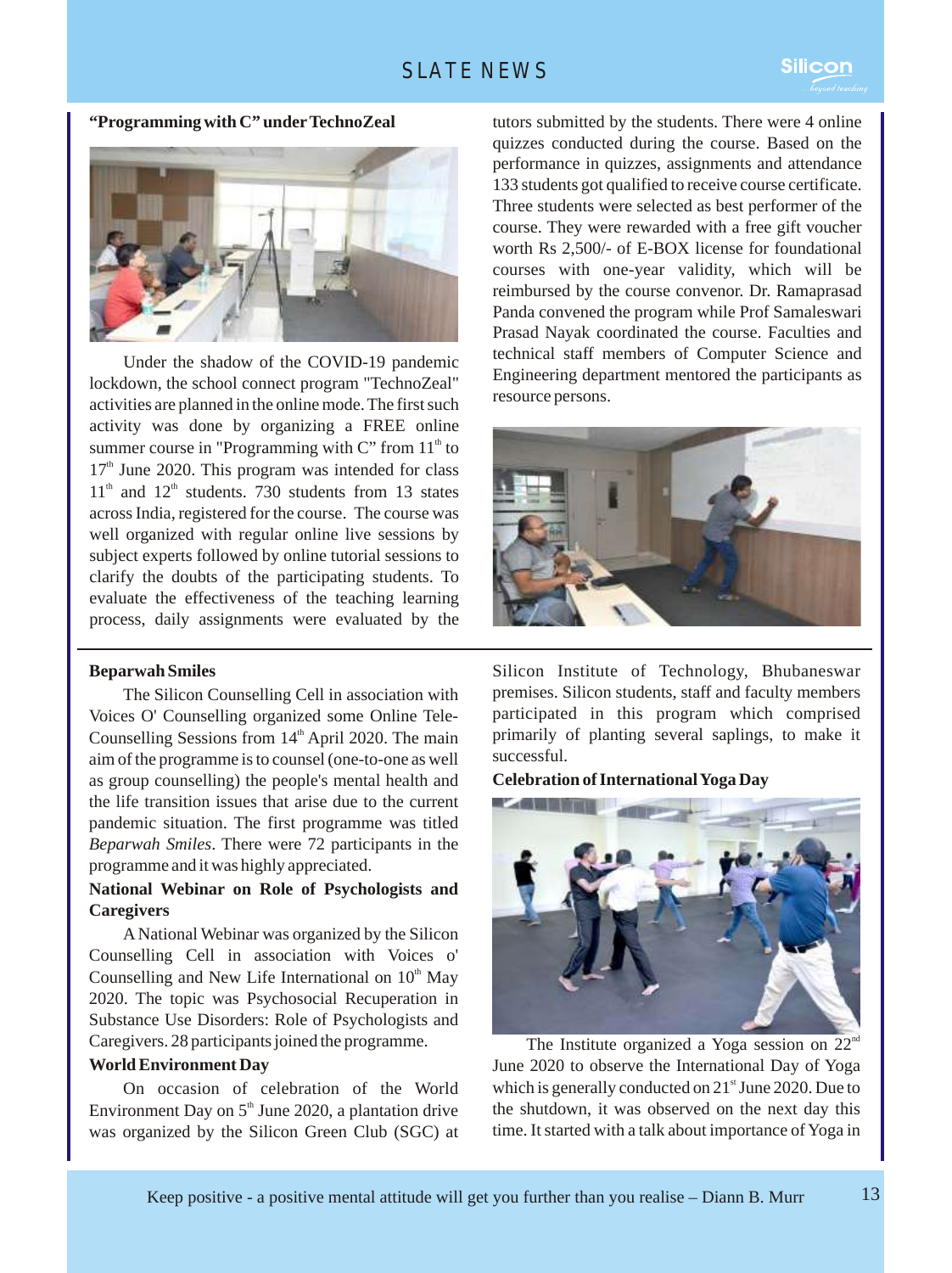### "Programming with C" under TechnoZeal

Under the shadow of the COVID-19 pandemic lockdown, the school connect program "TechnoZeal" activities are planned in the online mode. The first such activity was done by organizing a FREE online summer course in "Programming with C" from 11th to 17th June 2020. This program was intended for class 11th and 12th students. 730 students from 13 states across India, registered for the course. The course was well organized with regular online live sessions by subject experts followed by online tutorial sessions to clarify the doubts of the participating students. To evaluate the effectiveness of the teaching learning process, daily assignments were evaluated by the tutors submitted by the students. There were 4 online quizzes conducted during the course. Based on the performance in quizzes, assignments and attendance 133 students got qualified to receive course certificate. Three students were selected as best performer of the course. They were rewarded with a free gift voucher worth Rs 2,500/- of E-BOX license for foundational courses with one-year validity, which will be reimbursed by the course convenor. Dr. Ramaprasad Panda convened the program while Prof Samaleswari Prasad Nayak coordinated the course. Faculties and technical staff members of Computer Science and Engineering department mentored the participants as resource persons.

### Beparwah Smiles

The Silicon Counselling Cell in association with Voices O' Counselling organized some Online Tele-Counselling Sessions from 14th April 2020. The main aim of the programme is to counsel (one-to-one as well as group counselling) the people's mental health and the life transition issues that arise due to the current pandemic situation. The first programme was titled *Beparwah Smiles*. There were 72 participants in the programme and it was highly appreciated.

### National Webinar on Role of Psychologists and Caregivers

A National Webinar was organized by the Silicon Counselling Cell in association with Voices o' Counselling and New Life International on 10th May 2020. The topic was Psychosocial Recuperation in Substance Use Disorders: Role of Psychologists and Caregivers. 28 participants joined the programme.

### World Environment Day

On occasion of celebration of the World Environment Day on 5th June 2020, a plantation drive was organized by the Silicon Green Club (SGC) at Silicon Institute of Technology, Bhubaneswar premises. Silicon students, staff and faculty members participated in this program which comprised primarily of planting several saplings, to make it successful.

### Celebration of International Yoga Day

The Institute organized a Yoga session on 22nd June 2020 to observe the International Day of Yoga which is generally conducted on 21st June 2020. Due to the shutdown, it was observed on the next day this time. It started with a talk about importance of Yoga in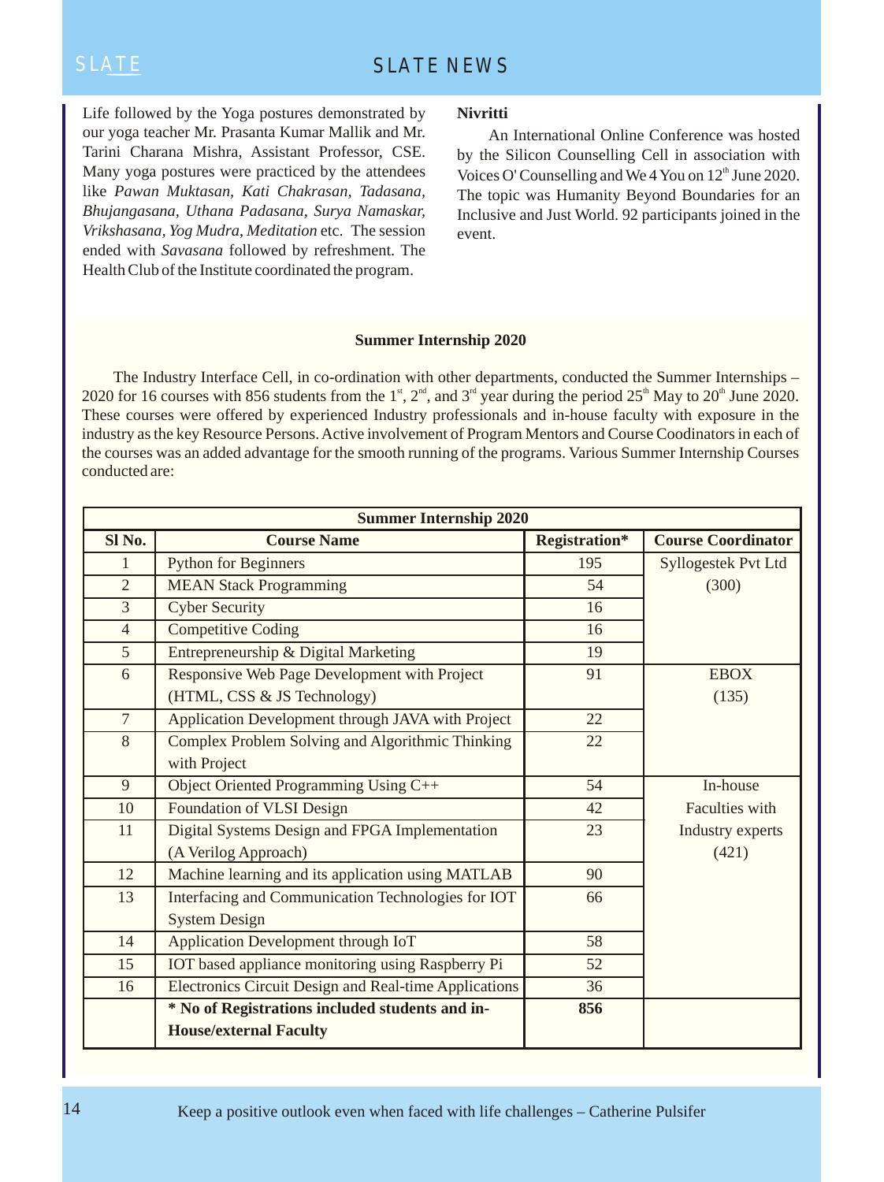Life followed by the Yoga postures demonstrated by our yoga teacher Mr. Prasanta Kumar Mallik and Mr. Tarini Charana Mishra, Assistant Professor, CSE. Many yoga postures were practiced by the attendees like *Pawan Muktasan, Kati Chakrasan, Tadasana, Bhujangasana, Uthana Padasana, Surya Namaskar, Vrikshasana, Yog Mudra, Meditation* etc. The session ended with *Savasana* followed by refreshment. The Health Club of the Institute coordinated the program.

**Nivritti**

An International Online Conference was hosted by the Silicon Counselling Cell in association with Voices O' Counselling and We 4 You on 12th June 2020. The topic was Humanity Beyond Boundaries for an Inclusive and Just World. 92 participants joined in the event.

**Summer Internship 2020**

The Industry Interface Cell, in co-ordination with other departments, conducted the Summer Internships – 2020 for 16 courses with 856 students from the 1st, 2nd, and 3rd year during the period 25th May to 20th June 2020. These courses were offered by experienced Industry professionals and in-house faculty with exposure in the industry as the key Resource Persons. Active involvement of Program Mentors and Course Coodinators in each of the courses was an added advantage for the smooth running of the programs. Various Summer Internship Courses conducted are:

| Summer Internship 2020 | | | |
|---|---|---|---|
| **Sl No.** | **Course Name** | **Registration*** | **Course Coordinator** |
| 1 | Python for Beginners | 195 | Syllogestek Pvt Ltd (300) |
| 2 | MEAN Stack Programming | 54 | |
| 3 | Cyber Security | 16 | |
| 4 | Competitive Coding | 16 | |
| 5 | Entrepreneurship & Digital Marketing | 19 | |
| 6 | Responsive Web Page Development with Project (HTML, CSS & JS Technology) | 91 | EBOX (135) |
| 7 | Application Development through JAVA with Project | 22 | |
| 8 | Complex Problem Solving and Algorithmic Thinking with Project | 22 | |
| 9 | Object Oriented Programming Using C++ | 54 | In-house Faculties with Industry experts (421) |
| 10 | Foundation of VLSI Design | 42 | |
| 11 | Digital Systems Design and FPGA Implementation (A Verilog Approach) | 23 | |
| 12 | Machine learning and its application using MATLAB | 90 | |
| 13 | Interfacing and Communication Technologies for IOT System Design | 66 | |
| 14 | Application Development through IoT | 58 | |
| 15 | IOT based appliance monitoring using Raspberry Pi | 52 | |
| 16 | Electronics Circuit Design and Real-time Applications | 36 | |
| | *** No of Registrations included students and in-House/external Faculty** | **856** | |

Keep a positive outlook even when faced with life challenges – Catherine Pulsifer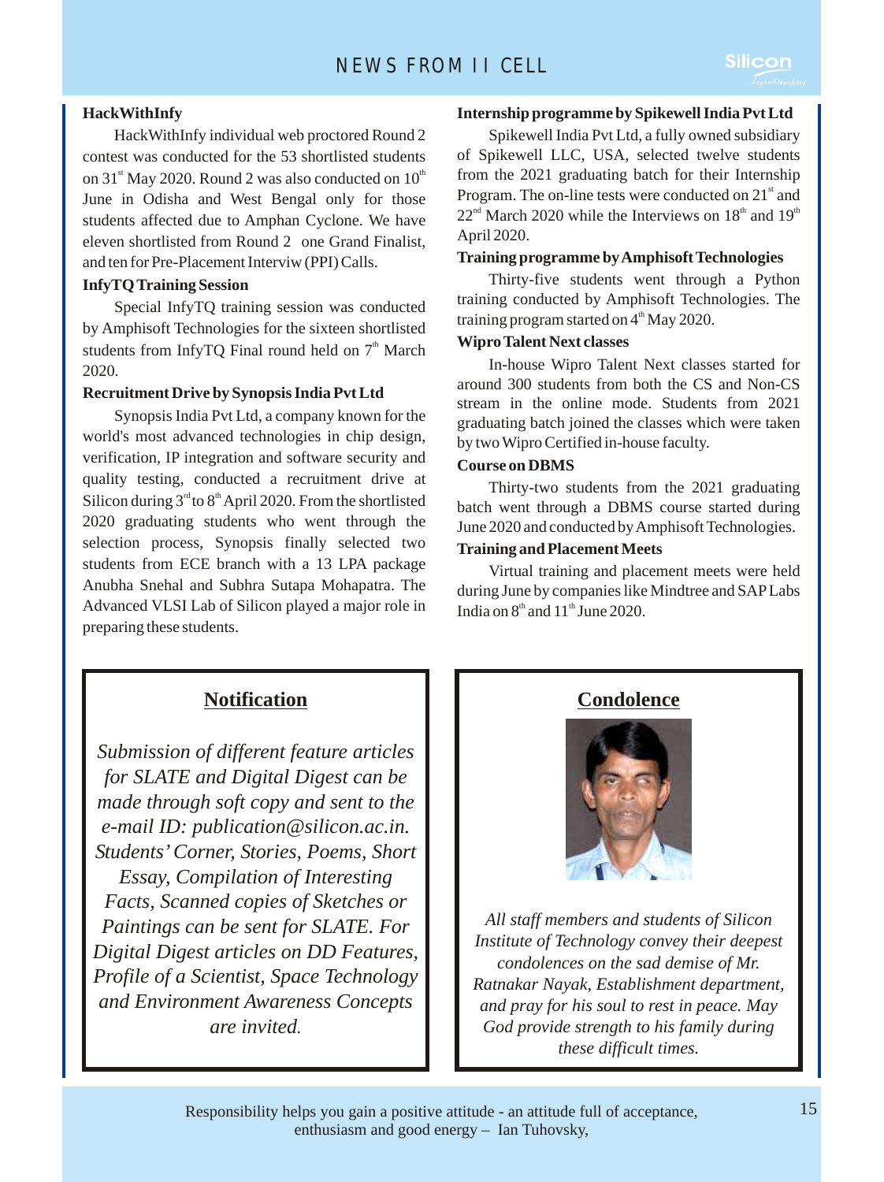# NEWS FROM II CELL

### HackWithInfy

HackWithInfy individual web proctored Round 2 contest was conducted for the 53 shortlisted students on 31st May 2020. Round 2 was also conducted on 10th June in Odisha and West Bengal only for those students affected due to Amphan Cyclone. We have eleven shortlisted from Round 2 one Grand Finalist, and ten for Pre-Placement Interviw (PPI) Calls.

### InfyTQ Training Session

Special InfyTQ training session was conducted by Amphisoft Technologies for the sixteen shortlisted students from InfyTQ Final round held on 7th March 2020.

### Recruitment Drive by Synopsis India Pvt Ltd

Synopsis India Pvt Ltd, a company known for the world's most advanced technologies in chip design, verification, IP integration and software security and quality testing, conducted a recruitment drive at Silicon during 3rd to 8th April 2020. From the shortlisted 2020 graduating students who went through the selection process, Synopsis finally selected two students from ECE branch with a 13 LPA package Anubha Snehal and Subhra Sutapa Mohapatra. The Advanced VLSI Lab of Silicon played a major role in preparing these students.

### Internship programme by Spikewell India Pvt Ltd

Spikewell India Pvt Ltd, a fully owned subsidiary of Spikewell LLC, USA, selected twelve students from the 2021 graduating batch for their Internship Program. The on-line tests were conducted on 21st and 22nd March 2020 while the Interviews on 18th and 19th April 2020.

### Training programme by Amphisoft Technologies

Thirty-five students went through a Python training conducted by Amphisoft Technologies. The training program started on 4th May 2020.

### Wipro Talent Next classes

In-house Wipro Talent Next classes started for around 300 students from both the CS and Non-CS stream in the online mode. Students from 2021 graduating batch joined the classes which were taken by two Wipro Certified in-house faculty.

### Course on DBMS

Thirty-two students from the 2021 graduating batch went through a DBMS course started during June 2020 and conducted by Amphisoft Technologies.

### Training and Placement Meets

Virtual training and placement meets were held during June by companies like Mindtree and SAP Labs India on 8th and 11th June 2020.

## Notification

*Submission of different feature articles for SLATE and Digital Digest can be made through soft copy and sent to the e-mail ID: publication@silicon.ac.in. Students' Corner, Stories, Poems, Short Essay, Compilation of Interesting Facts, Scanned copies of Sketches or Paintings can be sent for SLATE. For Digital Digest articles on DD Features, Profile of a Scientist, Space Technology and Environment Awareness Concepts are invited.*

## Condolence

*All staff members and students of Silicon Institute of Technology convey their deepest condolences on the sad demise of Mr. Ratnakar Nayak, Establishment department, and pray for his soul to rest in peace. May God provide strength to his family during these difficult times.*

Responsibility helps you gain a positive attitude - an attitude full of acceptance, enthusiasm and good energy – Ian Tuhovsky,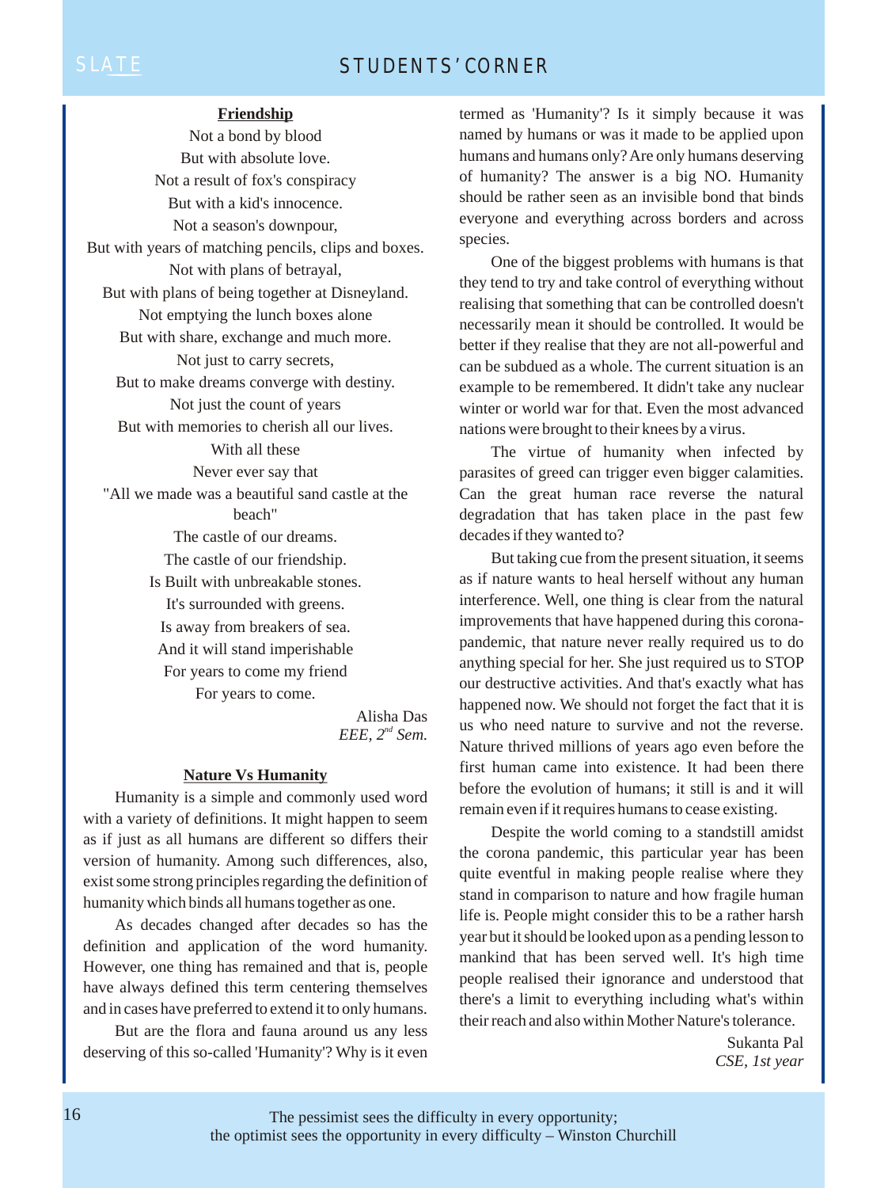## Friendship

Not a bond by blood
But with absolute love.
Not a result of fox's conspiracy
But with a kid's innocence.
Not a season's downpour,
But with years of matching pencils, clips and boxes.
Not with plans of betrayal,
But with plans of being together at Disneyland.
Not emptying the lunch boxes alone
But with share, exchange and much more.
Not just to carry secrets,
But to make dreams converge with destiny.
Not just the count of years
But with memories to cherish all our lives.
With all these
Never ever say that
"All we made was a beautiful sand castle at the beach"
The castle of our dreams.
The castle of our friendship.
Is Built with unbreakable stones.
It's surrounded with greens.
Is away from breakers of sea.
And it will stand imperishable
For years to come my friend
For years to come.

Alisha Das
*EEE, 2nd Sem.*

## Nature Vs Humanity

Humanity is a simple and commonly used word with a variety of definitions. It might happen to seem as if just as all humans are different so differs their version of humanity. Among such differences, also, exist some strong principles regarding the definition of humanity which binds all humans together as one.

As decades changed after decades so has the definition and application of the word humanity. However, one thing has remained and that is, people have always defined this term centering themselves and in cases have preferred to extend it to only humans.

But are the flora and fauna around us any less deserving of this so-called 'Humanity'? Why is it even termed as 'Humanity'? Is it simply because it was named by humans or was it made to be applied upon humans and humans only? Are only humans deserving of humanity? The answer is a big NO. Humanity should be rather seen as an invisible bond that binds everyone and everything across borders and across species.

One of the biggest problems with humans is that they tend to try and take control of everything without realising that something that can be controlled doesn't necessarily mean it should be controlled. It would be better if they realise that they are not all-powerful and can be subdued as a whole. The current situation is an example to be remembered. It didn't take any nuclear winter or world war for that. Even the most advanced nations were brought to their knees by a virus.

The virtue of humanity when infected by parasites of greed can trigger even bigger calamities. Can the great human race reverse the natural degradation that has taken place in the past few decades if they wanted to?

But taking cue from the present situation, it seems as if nature wants to heal herself without any human interference. Well, one thing is clear from the natural improvements that have happened during this corona-pandemic, that nature never really required us to do anything special for her. She just required us to STOP our destructive activities. And that's exactly what has happened now. We should not forget the fact that it is us who need nature to survive and not the reverse. Nature thrived millions of years ago even before the first human came into existence. It had been there before the evolution of humans; it still is and it will remain even if it requires humans to cease existing.

Despite the world coming to a standstill amidst the corona pandemic, this particular year has been quite eventful in making people realise where they stand in comparison to nature and how fragile human life is. People might consider this to be a rather harsh year but it should be looked upon as a pending lesson to mankind that has been served well. It's high time people realised their ignorance and understood that there's a limit to everything including what's within their reach and also within Mother Nature's tolerance.

Sukanta Pal
*CSE, 1st year*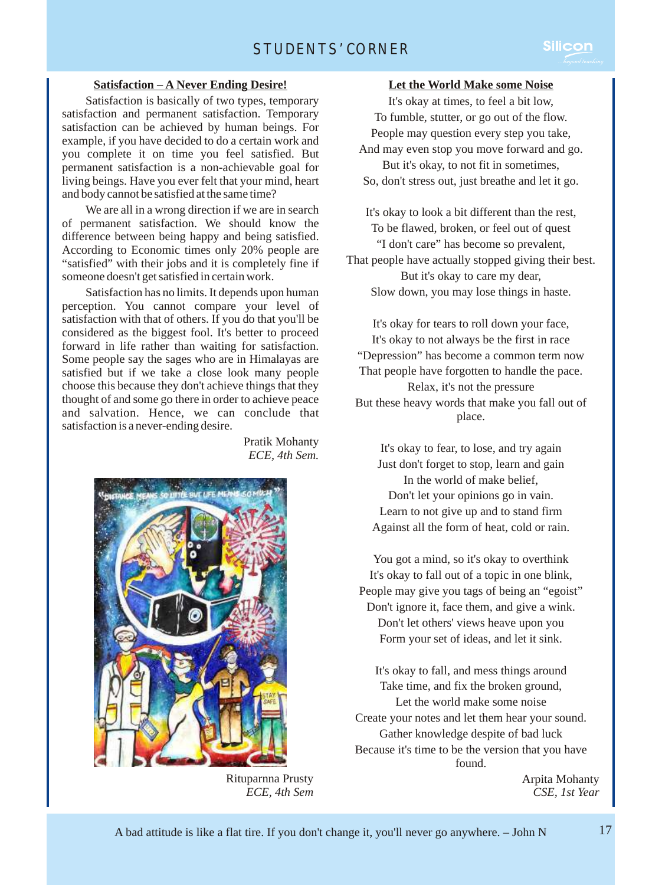## Satisfaction – A Never Ending Desire!

Satisfaction is basically of two types, temporary satisfaction and permanent satisfaction. Temporary satisfaction can be achieved by human beings. For example, if you have decided to do a certain work and you complete it on time you feel satisfied. But permanent satisfaction is a non-achievable goal for living beings. Have you ever felt that your mind, heart and body cannot be satisfied at the same time?

We are all in a wrong direction if we are in search of permanent satisfaction. We should know the difference between being happy and being satisfied. According to Economic times only 20% people are "satisfied" with their jobs and it is completely fine if someone doesn't get satisfied in certain work.

Satisfaction has no limits. It depends upon human perception. You cannot compare your level of satisfaction with that of others. If you do that you'll be considered as the biggest fool. It's better to proceed forward in life rather than waiting for satisfaction. Some people say the sages who are in Himalayas are satisfied but if we take a close look many people choose this because they don't achieve things that they thought of and some go there in order to achieve peace and salvation. Hence, we can conclude that satisfaction is a never-ending desire.

Pratik Mohanty
*ECE, 4th Sem.*

Rituparna Prusty
*ECE, 4th Sem*

## Let the World Make some Noise

It's okay at times, to feel a bit low,
To fumble, stutter, or go out of the flow.
People may question every step you take,
And may even stop you move forward and go.
But it's okay, to not fit in sometimes,
So, don't stress out, just breathe and let it go.

It's okay to look a bit different than the rest,
To be flawed, broken, or feel out of quest
"I don't care" has become so prevalent,
That people have actually stopped giving their best.
But it's okay to care my dear,
Slow down, you may lose things in haste.

It's okay for tears to roll down your face,
It's okay to not always be the first in race
"Depression" has become a common term now
That people have forgotten to handle the pace.
Relax, it's not the pressure
But these heavy words that make you fall out of place.

It's okay to fear, to lose, and try again
Just don't forget to stop, learn and gain
In the world of make belief,
Don't let your opinions go in vain.
Learn to not give up and to stand firm
Against all the form of heat, cold or rain.

You got a mind, so it's okay to overthink
It's okay to fall out of a topic in one blink,
People may give you tags of being an "egoist"
Don't ignore it, face them, and give a wink.
Don't let others' views heave upon you
Form your set of ideas, and let it sink.

It's okay to fall, and mess things around
Take time, and fix the broken ground,
Let the world make some noise
Create your notes and let them hear your sound.
Gather knowledge despite of bad luck
Because it's time to be the version that you have found.

Arpita Mohanty
*CSE, 1st Year*

A bad attitude is like a flat tire. If you don't change it, you'll never go anywhere. – John N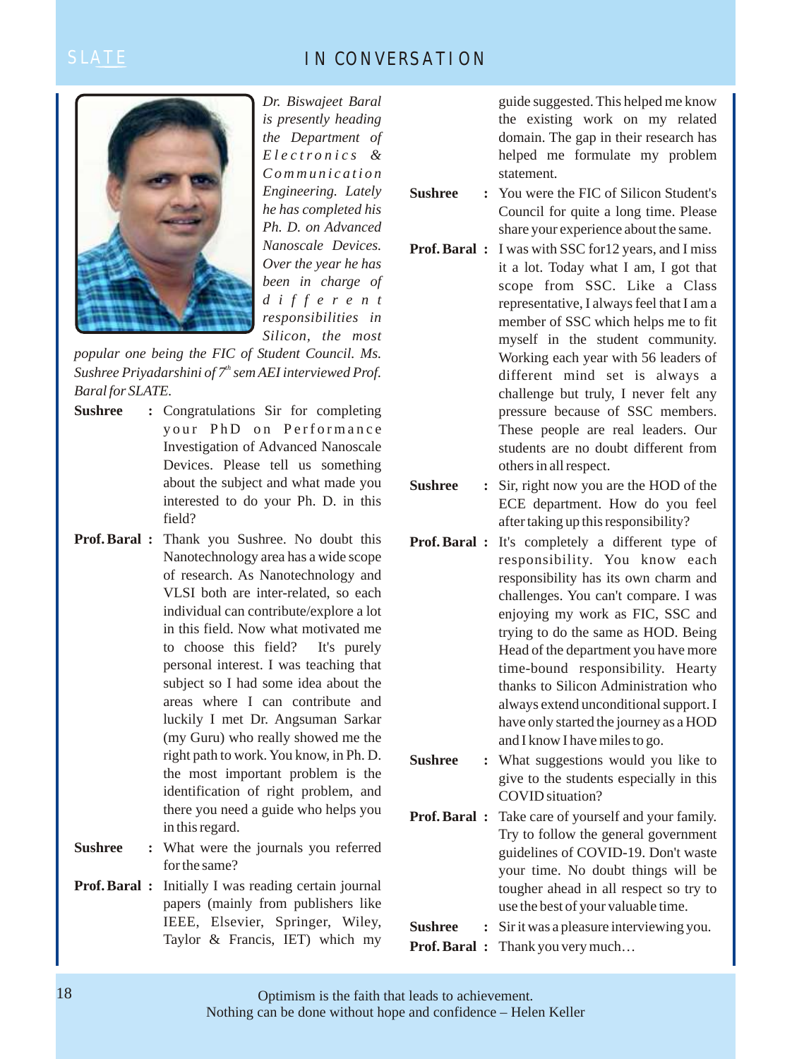## IN CONVERSATION

*Dr. Biswajeet Baral is presently heading the Department of Electronics & Communication Engineering. Lately he has completed his Ph. D. on Advanced Nanoscale Devices. Over the year he has been in charge of different responsibilities in Silicon, the most popular one being the FIC of Student Council. Ms. Sushree Priyadarshini of 7th sem AEI interviewed Prof. Baral for SLATE.*

**Sushree :** Congratulations Sir for completing your PhD on Performance Investigation of Advanced Nanoscale Devices. Please tell us something about the subject and what made you interested to do your Ph. D. in this field?

**Prof. Baral :** Thank you Sushree. No doubt this Nanotechnology area has a wide scope of research. As Nanotechnology and VLSI both are inter-related, so each individual can contribute/explore a lot in this field. Now what motivated me to choose this field? It's purely personal interest. I was teaching that subject so I had some idea about the areas where I can contribute and luckily I met Dr. Angsuman Sarkar (my Guru) who really showed me the right path to work. You know, in Ph. D. the most important problem is the identification of right problem, and there you need a guide who helps you in this regard.

**Sushree :** What were the journals you referred for the same?

**Prof. Baral :** Initially I was reading certain journal papers (mainly from publishers like IEEE, Elsevier, Springer, Wiley, Taylor & Francis, IET) which my guide suggested. This helped me know the existing work on my related domain. The gap in their research has helped me formulate my problem statement.

**Sushree :** You were the FIC of Silicon Student's Council for quite a long time. Please share your experience about the same.

**Prof. Baral :** I was with SSC for12 years, and I miss it a lot. Today what I am, I got that scope from SSC. Like a Class representative, I always feel that I am a member of SSC which helps me to fit myself in the student community. Working each year with 56 leaders of different mind set is always a challenge but truly, I never felt any pressure because of SSC members. These people are real leaders. Our students are no doubt different from others in all respect.

**Sushree :** Sir, right now you are the HOD of the ECE department. How do you feel after taking up this responsibility?

**Prof. Baral :** It's completely a different type of responsibility. You know each responsibility has its own charm and challenges. You can't compare. I was enjoying my work as FIC, SSC and trying to do the same as HOD. Being Head of the department you have more time-bound responsibility. Hearty thanks to Silicon Administration who always extend unconditional support. I have only started the journey as a HOD and I know I have miles to go.

**Sushree :** What suggestions would you like to give to the students especially in this COVID situation?

**Prof. Baral :** Take care of yourself and your family. Try to follow the general government guidelines of COVID-19. Don't waste your time. No doubt things will be tougher ahead in all respect so try to use the best of your valuable time.

**Sushree :** Sir it was a pleasure interviewing you.

**Prof. Baral :** Thank you very much…

Optimism is the faith that leads to achievement.
Nothing can be done without hope and confidence – Helen Keller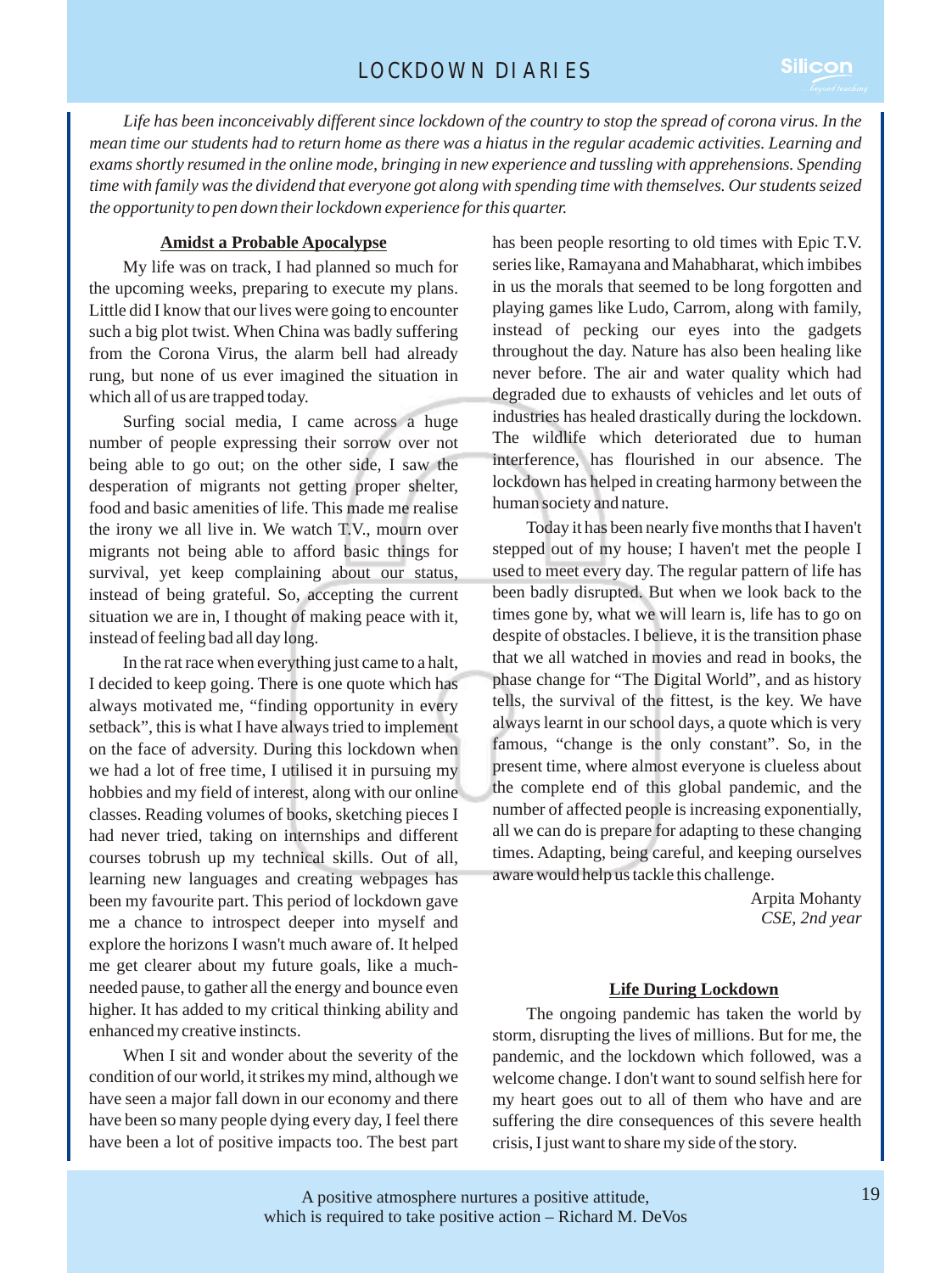# LOCKDOWN DIARIES

*Life has been inconceivably different since lockdown of the country to stop the spread of corona virus. In the mean time our students had to return home as there was a hiatus in the regular academic activities. Learning and exams shortly resumed in the online mode, bringing in new experience and tussling with apprehensions. Spending time with family was the dividend that everyone got along with spending time with themselves. Our students seized the opportunity to pen down their lockdown experience for this quarter.*

## Amidst a Probable Apocalypse

My life was on track, I had planned so much for the upcoming weeks, preparing to execute my plans. Little did I know that our lives were going to encounter such a big plot twist. When China was badly suffering from the Corona Virus, the alarm bell had already rung, but none of us ever imagined the situation in which all of us are trapped today.

Surfing social media, I came across a huge number of people expressing their sorrow over not being able to go out; on the other side, I saw the desperation of migrants not getting proper shelter, food and basic amenities of life. This made me realise the irony we all live in. We watch T.V., mourn over migrants not being able to afford basic things for survival, yet keep complaining about our status, instead of being grateful. So, accepting the current situation we are in, I thought of making peace with it, instead of feeling bad all day long.

In the rat race when everything just came to a halt, I decided to keep going. There is one quote which has always motivated me, "finding opportunity in every setback", this is what I have always tried to implement on the face of adversity. During this lockdown when we had a lot of free time, I utilised it in pursuing my hobbies and my field of interest, along with our online classes. Reading volumes of books, sketching pieces I had never tried, taking on internships and different courses tobrush up my technical skills. Out of all, learning new languages and creating webpages has been my favourite part. This period of lockdown gave me a chance to introspect deeper into myself and explore the horizons I wasn't much aware of. It helped me get clearer about my future goals, like a much-needed pause, to gather all the energy and bounce even higher. It has added to my critical thinking ability and enhanced my creative instincts.

When I sit and wonder about the severity of the condition of our world, it strikes my mind, although we have seen a major fall down in our economy and there have been so many people dying every day, I feel there have been a lot of positive impacts too. The best part has been people resorting to old times with Epic T.V. series like, Ramayana and Mahabharat, which imbibes in us the morals that seemed to be long forgotten and playing games like Ludo, Carrom, along with family, instead of pecking our eyes into the gadgets throughout the day. Nature has also been healing like never before. The air and water quality which had degraded due to exhausts of vehicles and let outs of industries has healed drastically during the lockdown. The wildlife which deteriorated due to human interference, has flourished in our absence. The lockdown has helped in creating harmony between the human society and nature.

Today it has been nearly five months that I haven't stepped out of my house; I haven't met the people I used to meet every day. The regular pattern of life has been badly disrupted. But when we look back to the times gone by, what we will learn is, life has to go on despite of obstacles. I believe, it is the transition phase that we all watched in movies and read in books, the phase change for "The Digital World", and as history tells, the survival of the fittest, is the key. We have always learnt in our school days, a quote which is very famous, "change is the only constant". So, in the present time, where almost everyone is clueless about the complete end of this global pandemic, and the number of affected people is increasing exponentially, all we can do is prepare for adapting to these changing times. Adapting, being careful, and keeping ourselves aware would help us tackle this challenge.

Arpita Mohanty
*CSE, 2nd year*

## Life During Lockdown

The ongoing pandemic has taken the world by storm, disrupting the lives of millions. But for me, the pandemic, and the lockdown which followed, was a welcome change. I don't want to sound selfish here for my heart goes out to all of them who have and are suffering the dire consequences of this severe health crisis, I just want to share my side of the story.

A positive atmosphere nurtures a positive attitude,
which is required to take positive action – Richard M. DeVos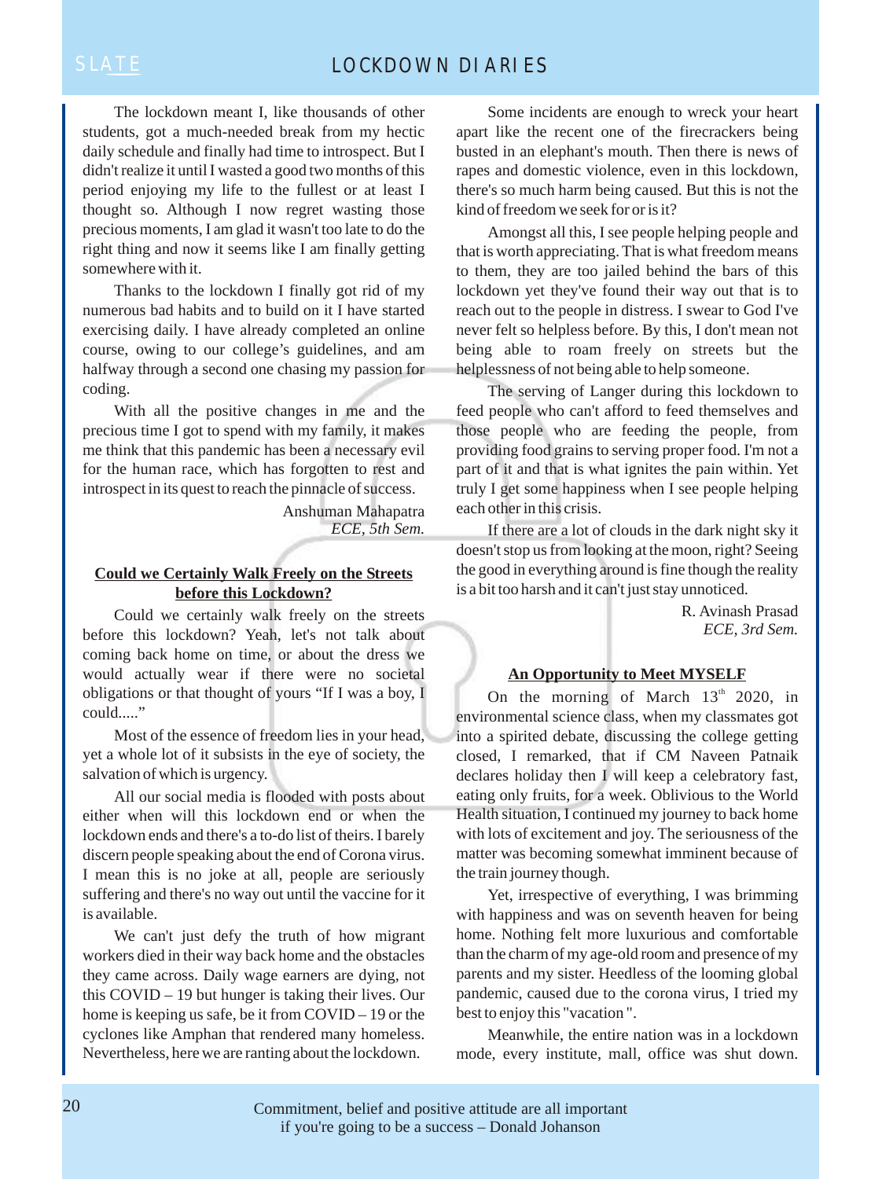The lockdown meant I, like thousands of other students, got a much-needed break from my hectic daily schedule and finally had time to introspect. But I didn't realize it until I wasted a good two months of this period enjoying my life to the fullest or at least I thought so. Although I now regret wasting those precious moments, I am glad it wasn't too late to do the right thing and now it seems like I am finally getting somewhere with it.

Thanks to the lockdown I finally got rid of my numerous bad habits and to build on it I have started exercising daily. I have already completed an online course, owing to our college's guidelines, and am halfway through a second one chasing my passion for coding.

With all the positive changes in me and the precious time I got to spend with my family, it makes me think that this pandemic has been a necessary evil for the human race, which has forgotten to rest and introspect in its quest to reach the pinnacle of success.

Anshuman Mahapatra
*ECE, 5th Sem.*

## Could we Certainly Walk Freely on the Streets before this Lockdown?

Could we certainly walk freely on the streets before this lockdown? Yeah, let's not talk about coming back home on time, or about the dress we would actually wear if there were no societal obligations or that thought of yours "If I was a boy, I could....."

Most of the essence of freedom lies in your head, yet a whole lot of it subsists in the eye of society, the salvation of which is urgency.

All our social media is flooded with posts about either when will this lockdown end or when the lockdown ends and there's a to-do list of theirs. I barely discern people speaking about the end of Corona virus. I mean this is no joke at all, people are seriously suffering and there's no way out until the vaccine for it is available.

We can't just defy the truth of how migrant workers died in their way back home and the obstacles they came across. Daily wage earners are dying, not this COVID – 19 but hunger is taking their lives. Our home is keeping us safe, be it from COVID – 19 or the cyclones like Amphan that rendered many homeless. Nevertheless, here we are ranting about the lockdown.

Some incidents are enough to wreck your heart apart like the recent one of the firecrackers being busted in an elephant's mouth. Then there is news of rapes and domestic violence, even in this lockdown, there's so much harm being caused. But this is not the kind of freedom we seek for or is it?

Amongst all this, I see people helping people and that is worth appreciating. That is what freedom means to them, they are too jailed behind the bars of this lockdown yet they've found their way out that is to reach out to the people in distress. I swear to God I've never felt so helpless before. By this, I don't mean not being able to roam freely on streets but the helplessness of not being able to help someone.

The serving of Langer during this lockdown to feed people who can't afford to feed themselves and those people who are feeding the people, from providing food grains to serving proper food. I'm not a part of it and that is what ignites the pain within. Yet truly I get some happiness when I see people helping each other in this crisis.

If there are a lot of clouds in the dark night sky it doesn't stop us from looking at the moon, right? Seeing the good in everything around is fine though the reality is a bit too harsh and it can't just stay unnoticed.

R. Avinash Prasad
*ECE, 3rd Sem.*

## An Opportunity to Meet MYSELF

On the morning of March 13th 2020, in environmental science class, when my classmates got into a spirited debate, discussing the college getting closed, I remarked, that if CM Naveen Patnaik declares holiday then I will keep a celebratory fast, eating only fruits, for a week. Oblivious to the World Health situation, I continued my journey to back home with lots of excitement and joy. The seriousness of the matter was becoming somewhat imminent because of the train journey though.

Yet, irrespective of everything, I was brimming with happiness and was on seventh heaven for being home. Nothing felt more luxurious and comfortable than the charm of my age-old room and presence of my parents and my sister. Heedless of the looming global pandemic, caused due to the corona virus, I tried my best to enjoy this "vacation ".

Meanwhile, the entire nation was in a lockdown mode, every institute, mall, office was shut down.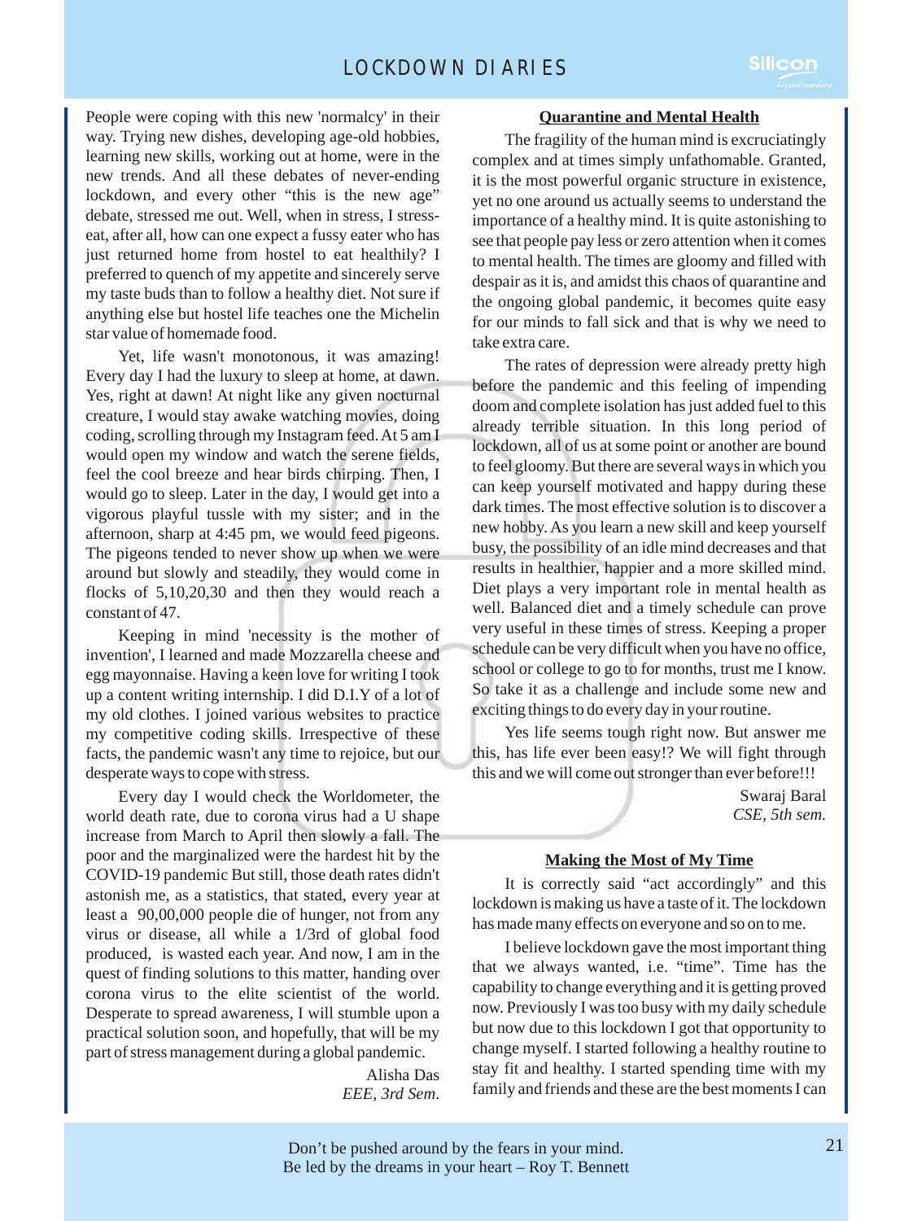People were coping with this new 'normalcy' in their way. Trying new dishes, developing age-old hobbies, learning new skills, working out at home, were in the new trends. And all these debates of never-ending lockdown, and every other "this is the new age" debate, stressed me out. Well, when in stress, I stress-eat, after all, how can one expect a fussy eater who has just returned home from hostel to eat healthily? I preferred to quench of my appetite and sincerely serve my taste buds than to follow a healthy diet. Not sure if anything else but hostel life teaches one the Michelin star value of homemade food.

Yet, life wasn't monotonous, it was amazing! Every day I had the luxury to sleep at home, at dawn. Yes, right at dawn! At night like any given nocturnal creature, I would stay awake watching movies, doing coding, scrolling through my Instagram feed. At 5 am I would open my window and watch the serene fields, feel the cool breeze and hear birds chirping. Then, I would go to sleep. Later in the day, I would get into a vigorous playful tussle with my sister; and in the afternoon, sharp at 4:45 pm, we would feed pigeons. The pigeons tended to never show up when we were around but slowly and steadily, they would come in flocks of 5,10,20,30 and then they would reach a constant of 47.

Keeping in mind 'necessity is the mother of invention', I learned and made Mozzarella cheese and egg mayonnaise. Having a keen love for writing I took up a content writing internship. I did D.I.Y of a lot of my old clothes. I joined various websites to practice my competitive coding skills. Irrespective of these facts, the pandemic wasn't any time to rejoice, but our desperate ways to cope with stress.

Every day I would check the Worldometer, the world death rate, due to corona virus had a U shape increase from March to April then slowly a fall. The poor and the marginalized were the hardest hit by the COVID-19 pandemic But still, those death rates didn't astonish me, as a statistics, that stated, every year at least a 90,00,000 people die of hunger, not from any virus or disease, all while a 1/3rd of global food produced, is wasted each year. And now, I am in the quest of finding solutions to this matter, handing over corona virus to the elite scientist of the world. Desperate to spread awareness, I will stumble upon a practical solution soon, and hopefully, that will be my part of stress management during a global pandemic.

Alisha Das
*EEE, 3rd Sem.*

## Quarantine and Mental Health

The fragility of the human mind is excruciatingly complex and at times simply unfathomable. Granted, it is the most powerful organic structure in existence, yet no one around us actually seems to understand the importance of a healthy mind. It is quite astonishing to see that people pay less or zero attention when it comes to mental health. The times are gloomy and filled with despair as it is, and amidst this chaos of quarantine and the ongoing global pandemic, it becomes quite easy for our minds to fall sick and that is why we need to take extra care.

The rates of depression were already pretty high before the pandemic and this feeling of impending doom and complete isolation has just added fuel to this already terrible situation. In this long period of lockdown, all of us at some point or another are bound to feel gloomy. But there are several ways in which you can keep yourself motivated and happy during these dark times. The most effective solution is to discover a new hobby. As you learn a new skill and keep yourself busy, the possibility of an idle mind decreases and that results in healthier, happier and a more skilled mind. Diet plays a very important role in mental health as well. Balanced diet and a timely schedule can prove very useful in these times of stress. Keeping a proper schedule can be very difficult when you have no office, school or college to go to for months, trust me I know. So take it as a challenge and include some new and exciting things to do every day in your routine.

Yes life seems tough right now. But answer me this, has life ever been easy!? We will fight through this and we will come out stronger than ever before!!!

Swaraj Baral
*CSE, 5th sem.*

## Making the Most of My Time

It is correctly said "act accordingly" and this lockdown is making us have a taste of it. The lockdown has made many effects on everyone and so on to me.

I believe lockdown gave the most important thing that we always wanted, i.e. "time". Time has the capability to change everything and it is getting proved now. Previously I was too busy with my daily schedule but now due to this lockdown I got that opportunity to change myself. I started following a healthy routine to stay fit and healthy. I started spending time with my family and friends and these are the best moments I can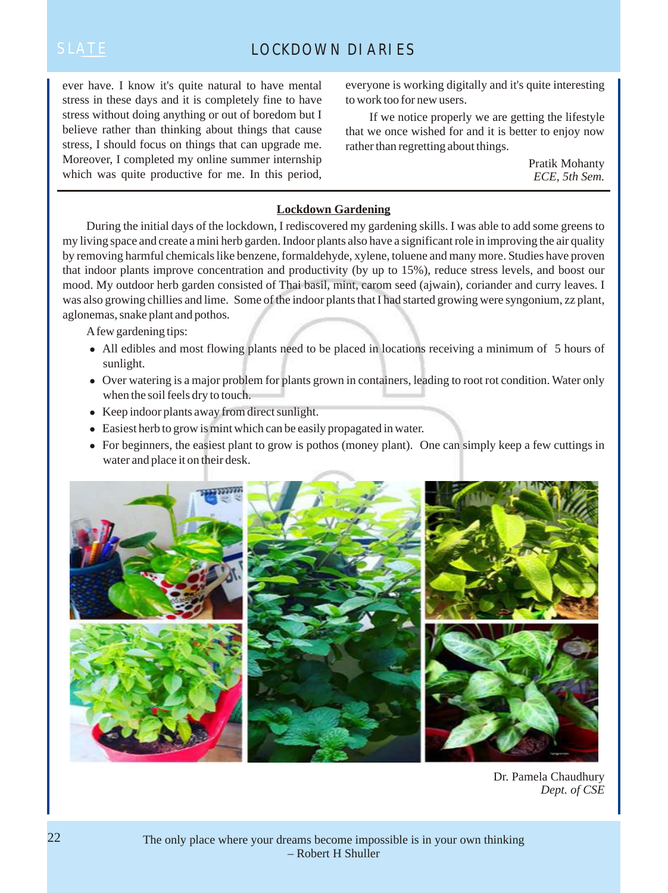ever have. I know it's quite natural to have mental stress in these days and it is completely fine to have stress without doing anything or out of boredom but I believe rather than thinking about things that cause stress, I should focus on things that can upgrade me. Moreover, I completed my online summer internship which was quite productive for me. In this period, everyone is working digitally and it's quite interesting to work too for new users.

If we notice properly we are getting the lifestyle that we once wished for and it is better to enjoy now rather than regretting about things.

Pratik Mohanty
*ECE, 5th Sem.*

---

## Lockdown Gardening

During the initial days of the lockdown, I rediscovered my gardening skills. I was able to add some greens to my living space and create a mini herb garden. Indoor plants also have a significant role in improving the air quality by removing harmful chemicals like benzene, formaldehyde, xylene, toluene and many more. Studies have proven that indoor plants improve concentration and productivity (by up to 15%), reduce stress levels, and boost our mood. My outdoor herb garden consisted of Thai basil, mint, carom seed (ajwain), coriander and curry leaves. I was also growing chillies and lime. Some of the indoor plants that I had started growing were syngonium, zz plant, aglonemas, snake plant and pothos.

A few gardening tips:

- All edibles and most flowing plants need to be placed in locations receiving a minimum of 5 hours of sunlight.
- Over watering is a major problem for plants grown in containers, leading to root rot condition. Water only when the soil feels dry to touch.
- Keep indoor plants away from direct sunlight.
- Easiest herb to grow is mint which can be easily propagated in water.
- For beginners, the easiest plant to grow is pothos (money plant). One can simply keep a few cuttings in water and place it on their desk.

Dr. Pamela Chaudhury
*Dept. of CSE*

The only place where your dreams become impossible is in your own thinking
– Robert H Shuller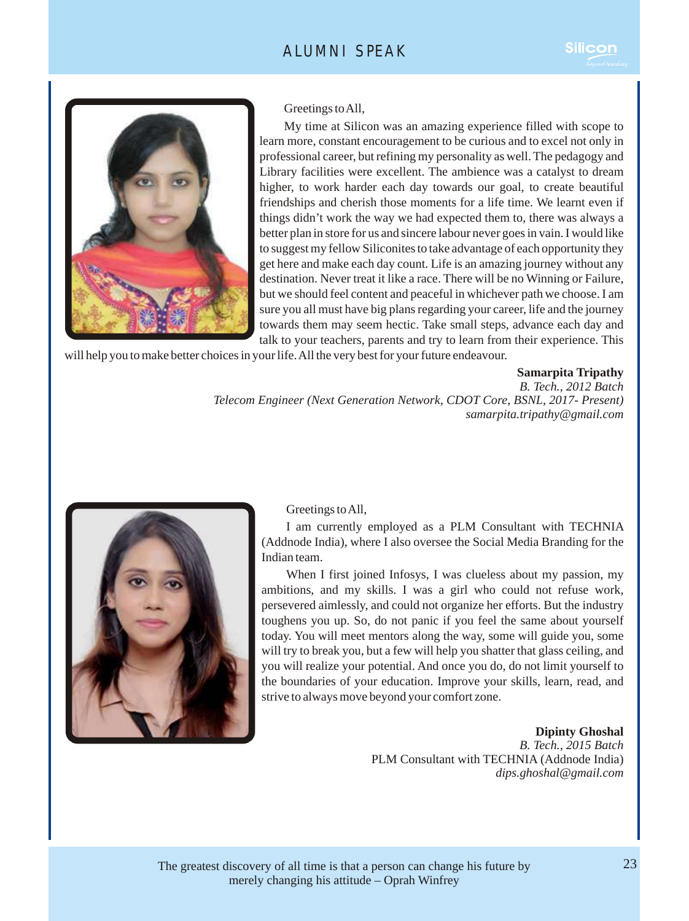# ALUMNI SPEAK

Greetings to All,

My time at Silicon was an amazing experience filled with scope to learn more, constant encouragement to be curious and to excel not only in professional career, but refining my personality as well. The pedagogy and Library facilities were excellent. The ambience was a catalyst to dream higher, to work harder each day towards our goal, to create beautiful friendships and cherish those moments for a life time. We learnt even if things didn't work the way we had expected them to, there was always a better plan in store for us and sincere labour never goes in vain. I would like to suggest my fellow Siliconites to take advantage of each opportunity they get here and make each day count. Life is an amazing journey without any destination. Never treat it like a race. There will be no Winning or Failure, but we should feel content and peaceful in whichever path we choose. I am sure you all must have big plans regarding your career, life and the journey towards them may seem hectic. Take small steps, advance each day and talk to your teachers, parents and try to learn from their experience. This will help you to make better choices in your life. All the very best for your future endeavour.

**Samarpita Tripathy**
*B. Tech., 2012 Batch*
*Telecom Engineer (Next Generation Network, CDOT Core, BSNL, 2017- Present)*
*samarpita.tripathy@gmail.com*

Greetings to All,

I am currently employed as a PLM Consultant with TECHNIA (Addnode India), where I also oversee the Social Media Branding for the Indian team.

When I first joined Infosys, I was clueless about my passion, my ambitions, and my skills. I was a girl who could not refuse work, persevered aimlessly, and could not organize her efforts. But the industry toughens you up. So, do not panic if you feel the same about yourself today. You will meet mentors along the way, some will guide you, some will try to break you, but a few will help you shatter that glass ceiling, and you will realize your potential. And once you do, do not limit yourself to the boundaries of your education. Improve your skills, learn, read, and strive to always move beyond your comfort zone.

**Dipinty Ghoshal**
*B. Tech., 2015 Batch*
PLM Consultant with TECHNIA (Addnode India)
*dips.ghoshal@gmail.com*

The greatest discovery of all time is that a person can change his future by merely changing his attitude – Oprah Winfrey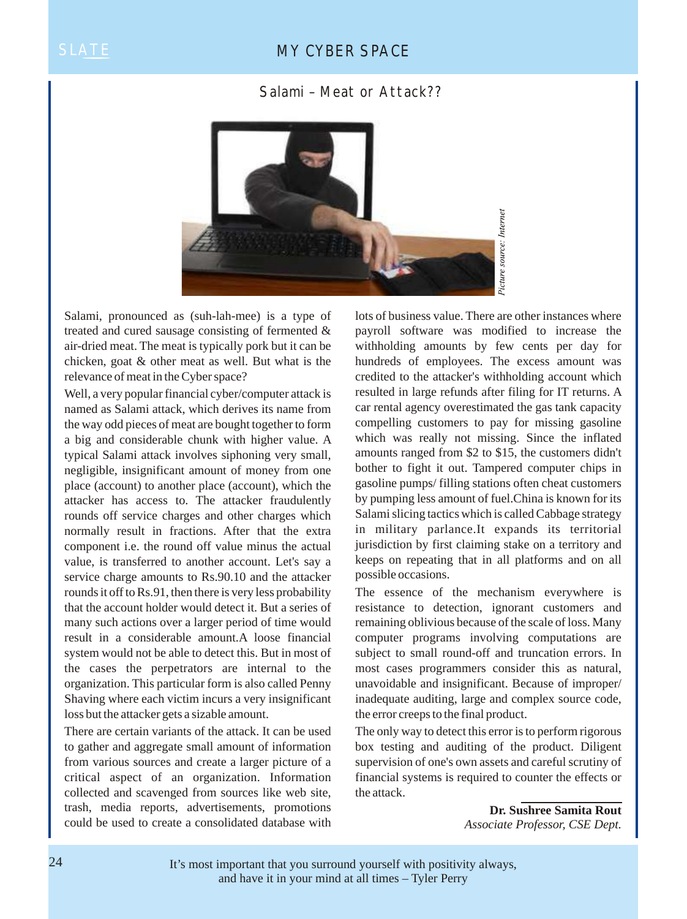## Salami – Meat or Attack??

*Picture source: Internet*

Salami, pronounced as (suh-lah-mee) is a type of treated and cured sausage consisting of fermented & air-dried meat. The meat is typically pork but it can be chicken, goat & other meat as well. But what is the relevance of meat in the Cyber space?

Well, a very popular financial cyber/computer attack is named as Salami attack, which derives its name from the way odd pieces of meat are bought together to form a big and considerable chunk with higher value. A typical Salami attack involves siphoning very small, negligible, insignificant amount of money from one place (account) to another place (account), which the attacker has access to. The attacker fraudulently rounds off service charges and other charges which normally result in fractions. After that the extra component i.e. the round off value minus the actual value, is transferred to another account. Let's say a service charge amounts to Rs.90.10 and the attacker rounds it off to Rs.91, then there is very less probability that the account holder would detect it. But a series of many such actions over a larger period of time would result in a considerable amount.A loose financial system would not be able to detect this. But in most of the cases the perpetrators are internal to the organization. This particular form is also called Penny Shaving where each victim incurs a very insignificant loss but the attacker gets a sizable amount.

There are certain variants of the attack. It can be used to gather and aggregate small amount of information from various sources and create a larger picture of a critical aspect of an organization. Information collected and scavenged from sources like web site, trash, media reports, advertisements, promotions could be used to create a consolidated database with lots of business value. There are other instances where payroll software was modified to increase the withholding amounts by few cents per day for hundreds of employees. The excess amount was credited to the attacker's withholding account which resulted in large refunds after filing for IT returns. A car rental agency overestimated the gas tank capacity compelling customers to pay for missing gasoline which was really not missing. Since the inflated amounts ranged from $2 to $15, the customers didn't bother to fight it out. Tampered computer chips in gasoline pumps/ filling stations often cheat customers by pumping less amount of fuel.China is known for its Salami slicing tactics which is called Cabbage strategy in military parlance.It expands its territorial jurisdiction by first claiming stake on a territory and keeps on repeating that in all platforms and on all possible occasions.

The essence of the mechanism everywhere is resistance to detection, ignorant customers and remaining oblivious because of the scale of loss. Many computer programs involving computations are subject to small round-off and truncation errors. In most cases programmers consider this as natural, unavoidable and insignificant. Because of improper/ inadequate auditing, large and complex source code, the error creeps to the final product.

The only way to detect this error is to perform rigorous box testing and auditing of the product. Diligent supervision of one's own assets and careful scrutiny of financial systems is required to counter the effects or the attack.

**Dr. Sushree Samita Rout**
*Associate Professor, CSE Dept.*

It's most important that you surround yourself with positivity always, and have it in your mind at all times – Tyler Perry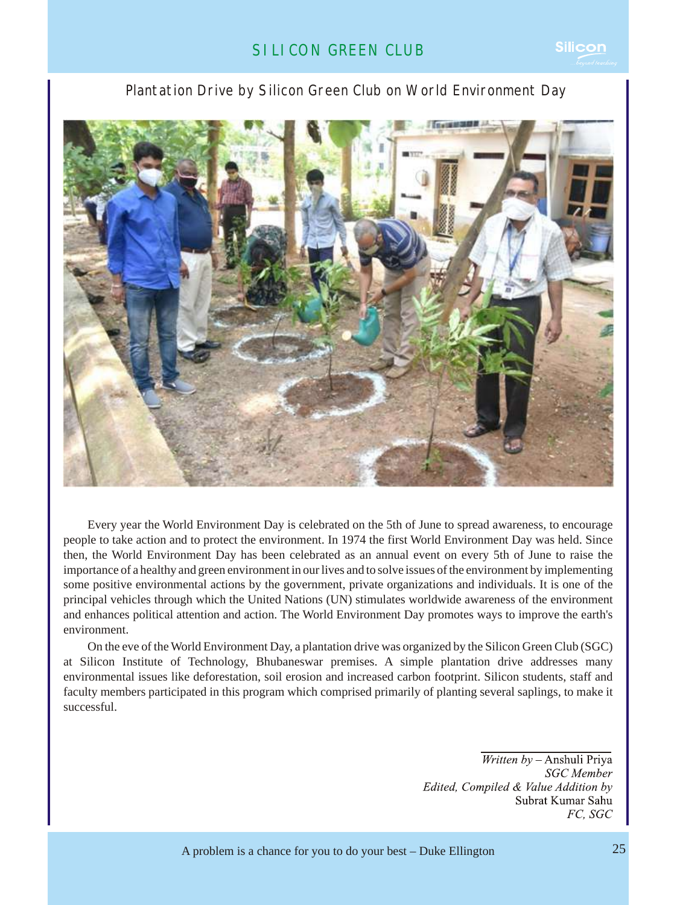# SILICON GREEN CLUB

## Plantation Drive by Silicon Green Club on World Environment Day

Every year the World Environment Day is celebrated on the 5th of June to spread awareness, to encourage people to take action and to protect the environment. In 1974 the first World Environment Day was held. Since then, the World Environment Day has been celebrated as an annual event on every 5th of June to raise the importance of a healthy and green environment in our lives and to solve issues of the environment by implementing some positive environmental actions by the government, private organizations and individuals. It is one of the principal vehicles through which the United Nations (UN) stimulates worldwide awareness of the environment and enhances political attention and action. The World Environment Day promotes ways to improve the earth's environment.

On the eve of the World Environment Day, a plantation drive was organized by the Silicon Green Club (SGC) at Silicon Institute of Technology, Bhubaneswar premises. A simple plantation drive addresses many environmental issues like deforestation, soil erosion and increased carbon footprint. Silicon students, staff and faculty members participated in this program which comprised primarily of planting several saplings, to make it successful.

*Written by* – Anshuli Priya
*SGC Member*
*Edited, Compiled & Value Addition by*
Subrat Kumar Sahu
*FC, SGC*

A problem is a chance for you to do your best – Duke Ellington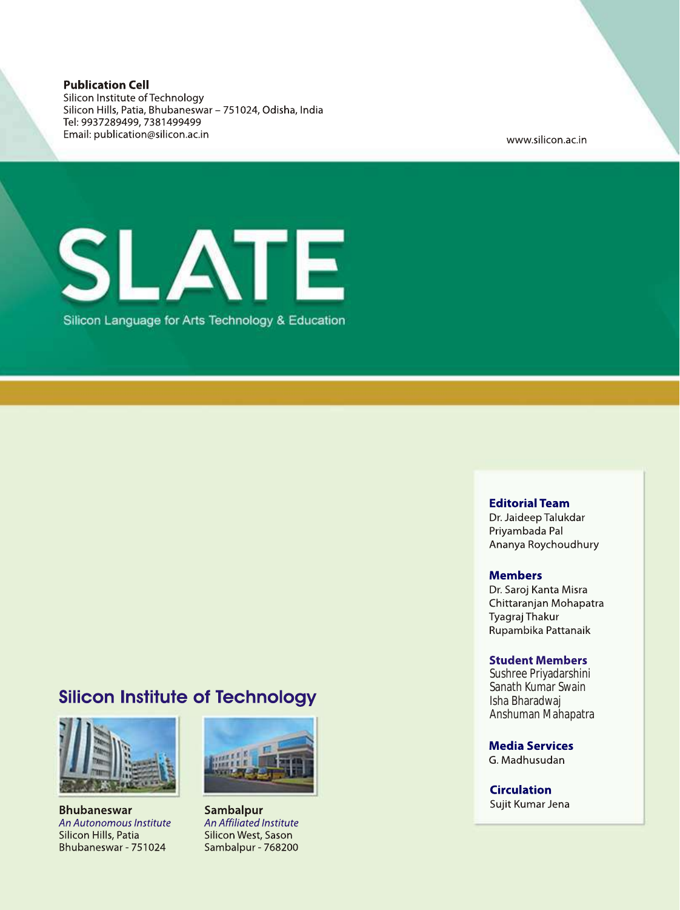**Publication Cell**
Silicon Institute of Technology
Silicon Hills, Patia, Bhubaneswar – 751024, Odisha, India
Tel: 9937289499, 7381499499
Email: publication@silicon.ac.in

www.silicon.ac.in

# SLATE

Silicon Language for Arts Technology & Education

**Editorial Team**
Dr. Jaideep Talukdar
Priyambada Pal
Ananya Roychoudhury

**Members**
Dr. Saroj Kanta Misra
Chittaranjan Mohapatra
Tyagraj Thakur
Rupambika Pattanaik

**Student Members**
Sushree Priyadarshini
Sanath Kumar Swain
Isha Bharadwaj
Anshuman Mahapatra

**Media Services**
G. Madhusudan

**Circulation**
Sujit Kumar Jena

## Silicon Institute of Technology

**Bhubaneswar**
*An Autonomous Institute*
Silicon Hills, Patia
Bhubaneswar - 751024

**Sambalpur**
*An Affiliated Institute*
Silicon West, Sason
Sambalpur - 768200